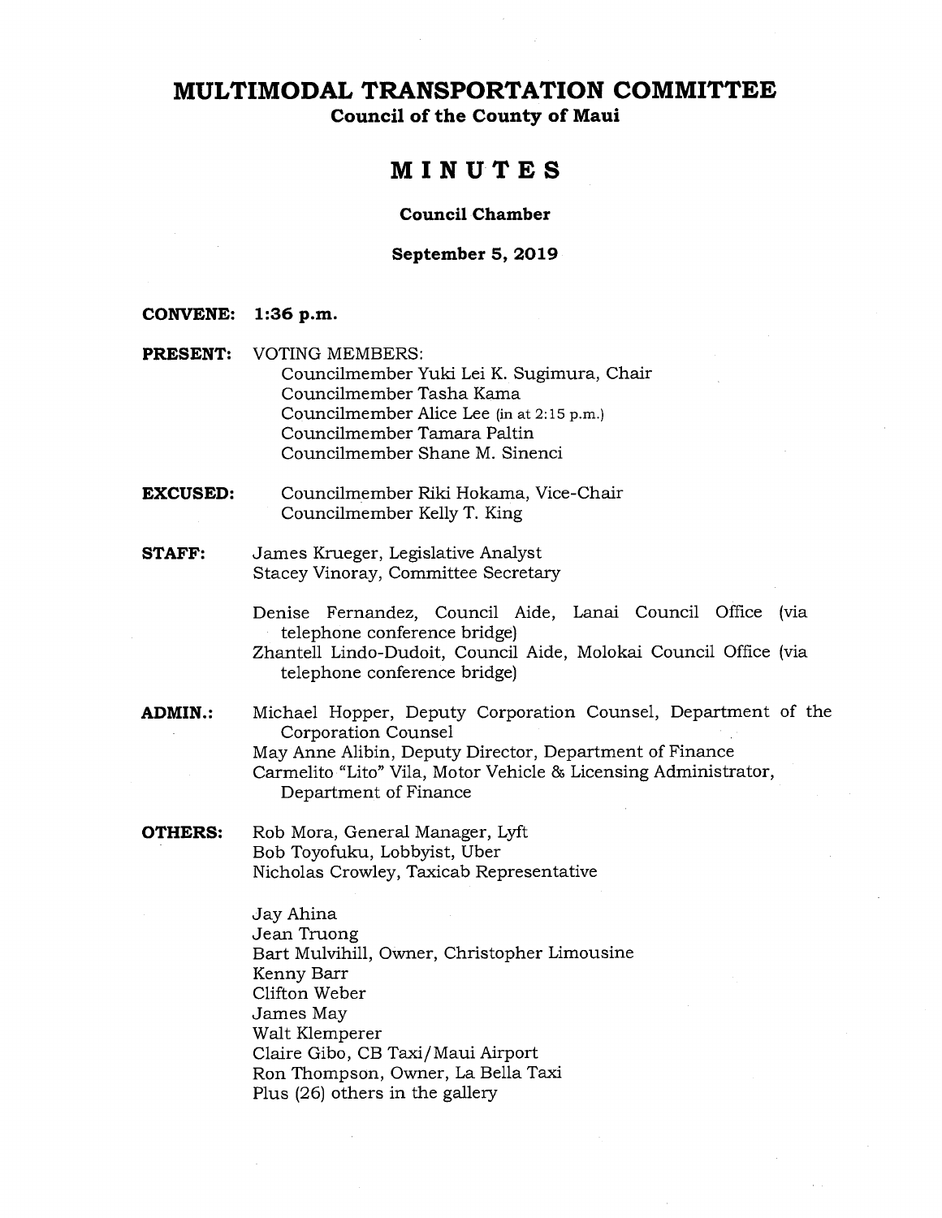# MULTIMODAL TRANSPORTATION COMMITTEE

**Council of the County of Maui**

## MINUTES

**Council Chamber**

**September 5, 2019**

**CONVENE:** **1:36 p.m.**

**PRESENT:** VOTING MEMBERS:
Councilmember Yuki Lei K. Sugimura, Chair
Councilmember Tasha Kama
Councilmember Alice Lee (in at 2:15 p.m.)
Councilmember Tamara Paltin
Councilmember Shane M. Sinenci

**EXCUSED:** Councilmember Riki Hokama, Vice-Chair
Councilmember Kelly T. King

**STAFF:** James Krueger, Legislative Analyst
Stacey Vinoray, Committee Secretary

Denise Fernandez, Council Aide, Lanai Council Office (via telephone conference bridge)
Zhantell Lindo-Dudoit, Council Aide, Molokai Council Office (via telephone conference bridge)

**ADMIN.:** Michael Hopper, Deputy Corporation Counsel, Department of the Corporation Counsel
May Anne Alibin, Deputy Director, Department of Finance
Carmelito "Lito" Vila, Motor Vehicle & Licensing Administrator, Department of Finance

**OTHERS:** Rob Mora, General Manager, Lyft
Bob Toyofuku, Lobbyist, Uber
Nicholas Crowley, Taxicab Representative

Jay Ahina
Jean Truong
Bart Mulvihill, Owner, Christopher Limousine
Kenny Barr
Clifton Weber
James May
Walt Klemperer
Claire Gibo, CB Taxi/Maui Airport
Ron Thompson, Owner, La Bella Taxi
Plus (26) others in the gallery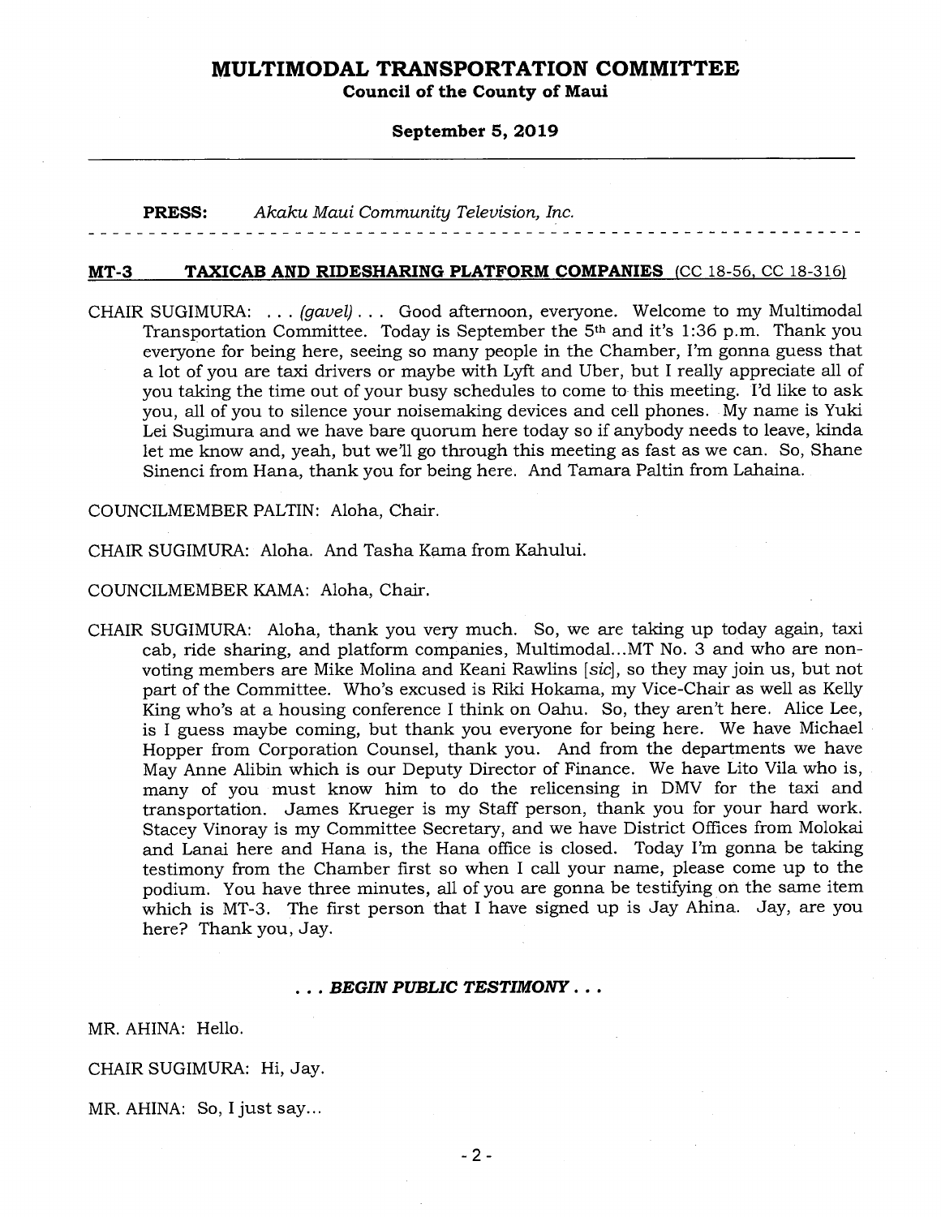**PRESS:** *Akaku Maui Community Television, Inc.*

- - - - - - - - - - - - - - - - - - - - - - - - - - - - - - - - - - - - - - - - - - - - - - - - - - - - - - - - - - - - - -

**MT-3 TAXICAB AND RIDESHARING PLATFORM COMPANIES** (CC 18-56, CC 18-316)

CHAIR SUGIMURA: . . . *(gavel)* . . . Good afternoon, everyone. Welcome to my Multimodal Transportation Committee. Today is September the 5th and it's 1:36 p.m. Thank you everyone for being here, seeing so many people in the Chamber, I'm gonna guess that a lot of you are taxi drivers or maybe with Lyft and Uber, but I really appreciate all of you taking the time out of your busy schedules to come to this meeting. I'd like to ask you, all of you to silence your noisemaking devices and cell phones. My name is Yuki Lei Sugimura and we have bare quorum here today so if anybody needs to leave, kinda let me know and, yeah, but we'll go through this meeting as fast as we can. So, Shane Sinenci from Hana, thank you for being here. And Tamara Paltin from Lahaina.

COUNCILMEMBER PALTIN: Aloha, Chair.

CHAIR SUGIMURA: Aloha. And Tasha Kama from Kahului.

COUNCILMEMBER KAMA: Aloha, Chair.

CHAIR SUGIMURA: Aloha, thank you very much. So, we are taking up today again, taxi cab, ride sharing, and platform companies, Multimodal...MT No. 3 and who are non-voting members are Mike Molina and Keani Rawlins [*sic*], so they may join us, but not part of the Committee. Who's excused is Riki Hokama, my Vice-Chair as well as Kelly King who's at a housing conference I think on Oahu. So, they aren't here. Alice Lee, is I guess maybe coming, but thank you everyone for being here. We have Michael Hopper from Corporation Counsel, thank you. And from the departments we have May Anne Alibin which is our Deputy Director of Finance. We have Lito Vila who is, many of you must know him to do the relicensing in DMV for the taxi and transportation. James Krueger is my Staff person, thank you for your hard work. Stacey Vinoray is my Committee Secretary, and we have District Offices from Molokai and Lanai here and Hana is, the Hana office is closed. Today I'm gonna be taking testimony from the Chamber first so when I call your name, please come up to the podium. You have three minutes, all of you are gonna be testifying on the same item which is MT-3. The first person that I have signed up is Jay Ahina. Jay, are you here? Thank you, Jay.

. . . ***BEGIN PUBLIC TESTIMONY*** . . .

MR. AHINA: Hello.

CHAIR SUGIMURA: Hi, Jay.

MR. AHINA: So, I just say...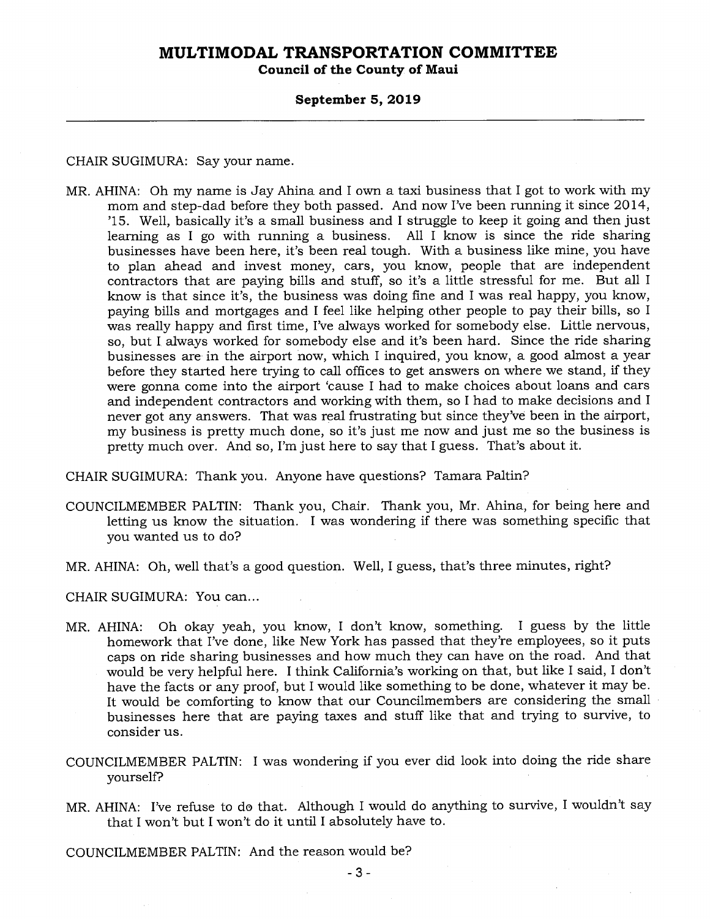CHAIR SUGIMURA: Say your name.

MR. AHINA: Oh my name is Jay Ahina and I own a taxi business that I got to work with my mom and step-dad before they both passed. And now I've been running it since 2014, '15. Well, basically it's a small business and I struggle to keep it going and then just learning as I go with running a business. All I know is since the ride sharing businesses have been here, it's been real tough. With a business like mine, you have to plan ahead and invest money, cars, you know, people that are independent contractors that are paying bills and stuff, so it's a little stressful for me. But all I know is that since it's, the business was doing fine and I was real happy, you know, paying bills and mortgages and I feel like helping other people to pay their bills, so I was really happy and first time, I've always worked for somebody else. Little nervous, so, but I always worked for somebody else and it's been hard. Since the ride sharing businesses are in the airport now, which I inquired, you know, a good almost a year before they started here trying to call offices to get answers on where we stand, if they were gonna come into the airport 'cause I had to make choices about loans and cars and independent contractors and working with them, so I had to make decisions and I never got any answers. That was real frustrating but since they've been in the airport, my business is pretty much done, so it's just me now and just me so the business is pretty much over. And so, I'm just here to say that I guess. That's about it.

CHAIR SUGIMURA: Thank you. Anyone have questions? Tamara Paltin?

COUNCILMEMBER PALTIN: Thank you, Chair. Thank you, Mr. Ahina, for being here and letting us know the situation. I was wondering if there was something specific that you wanted us to do?

MR. AHINA: Oh, well that's a good question. Well, I guess, that's three minutes, right?

CHAIR SUGIMURA: You can...

MR. AHINA: Oh okay yeah, you know, I don't know, something. I guess by the little homework that I've done, like New York has passed that they're employees, so it puts caps on ride sharing businesses and how much they can have on the road. And that would be very helpful here. I think California's working on that, but like I said, I don't have the facts or any proof, but I would like something to be done, whatever it may be. It would be comforting to know that our Councilmembers are considering the small businesses here that are paying taxes and stuff like that and trying to survive, to consider us.

COUNCILMEMBER PALTIN: I was wondering if you ever did look into doing the ride share yourself?

MR. AHINA: I've refuse to do that. Although I would do anything to survive, I wouldn't say that I won't but I won't do it until I absolutely have to.

COUNCILMEMBER PALTIN: And the reason would be?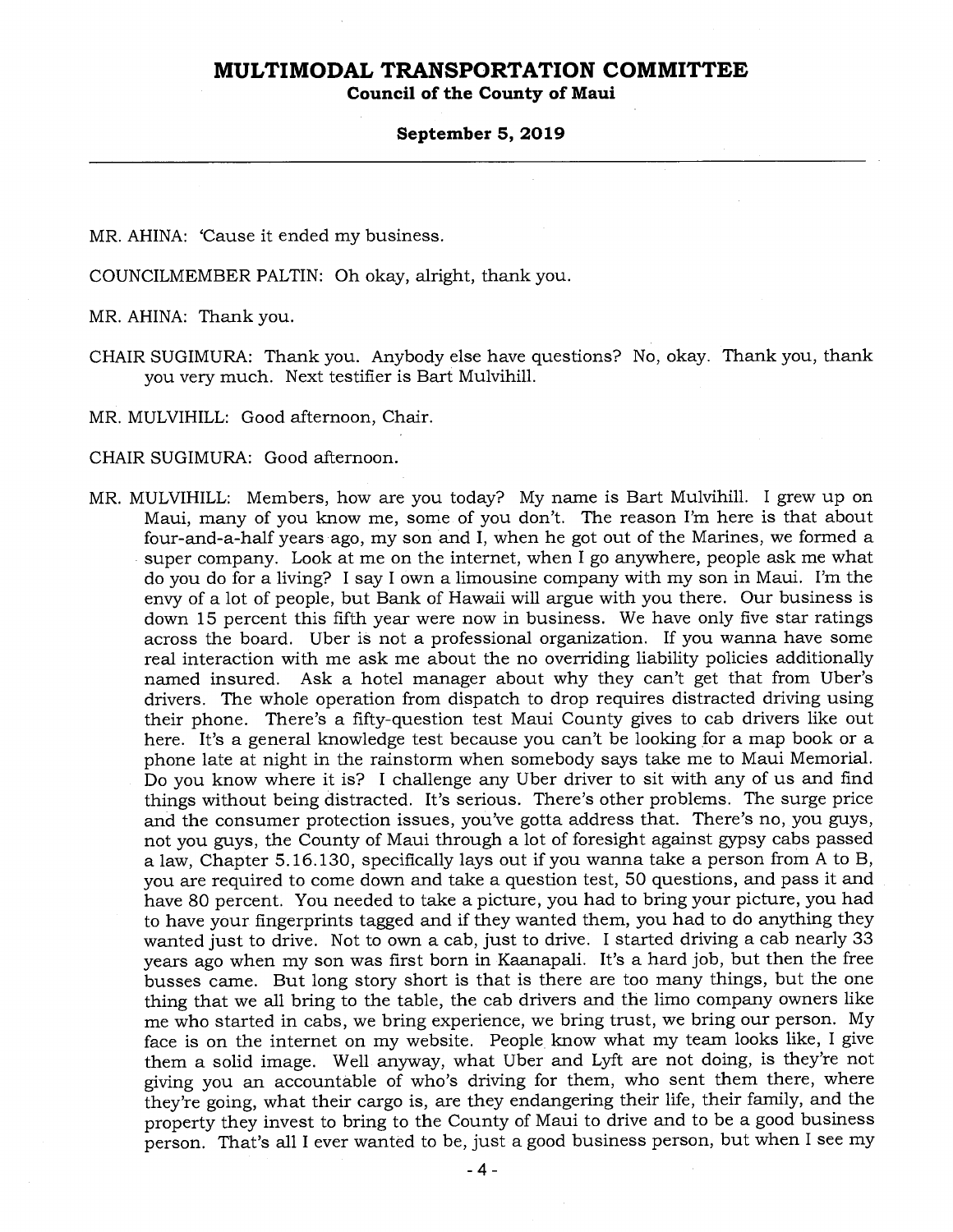MR. AHINA: 'Cause it ended my business.

COUNCILMEMBER PALTIN: Oh okay, alright, thank you.

MR. AHINA: Thank you.

CHAIR SUGIMURA: Thank you. Anybody else have questions? No, okay. Thank you, thank you very much. Next testifier is Bart Mulvihill.

MR. MULVIHILL: Good afternoon, Chair.

CHAIR SUGIMURA: Good afternoon.

MR. MULVIHILL: Members, how are you today? My name is Bart Mulvihill. I grew up on Maui, many of you know me, some of you don't. The reason I'm here is that about four-and-a-half years ago, my son and I, when he got out of the Marines, we formed a super company. Look at me on the internet, when I go anywhere, people ask me what do you do for a living? I say I own a limousine company with my son in Maui. I'm the envy of a lot of people, but Bank of Hawaii will argue with you there. Our business is down 15 percent this fifth year were now in business. We have only five star ratings across the board. Uber is not a professional organization. If you wanna have some real interaction with me ask me about the no overriding liability policies additionally named insured. Ask a hotel manager about why they can't get that from Uber's drivers. The whole operation from dispatch to drop requires distracted driving using their phone. There's a fifty-question test Maui County gives to cab drivers like out here. It's a general knowledge test because you can't be looking for a map book or a phone late at night in the rainstorm when somebody says take me to Maui Memorial. Do you know where it is? I challenge any Uber driver to sit with any of us and find things without being distracted. It's serious. There's other problems. The surge price and the consumer protection issues, you've gotta address that. There's no, you guys, not you guys, the County of Maui through a lot of foresight against gypsy cabs passed a law, Chapter 5.16.130, specifically lays out if you wanna take a person from A to B, you are required to come down and take a question test, 50 questions, and pass it and have 80 percent. You needed to take a picture, you had to bring your picture, you had to have your fingerprints tagged and if they wanted them, you had to do anything they wanted just to drive. Not to own a cab, just to drive. I started driving a cab nearly 33 years ago when my son was first born in Kaanapali. It's a hard job, but then the free busses came. But long story short is that is there are too many things, but the one thing that we all bring to the table, the cab drivers and the limo company owners like me who started in cabs, we bring experience, we bring trust, we bring our person. My face is on the internet on my website. People know what my team looks like, I give them a solid image. Well anyway, what Uber and Lyft are not doing, is they're not giving you an accountable of who's driving for them, who sent them there, where they're going, what their cargo is, are they endangering their life, their family, and the property they invest to bring to the County of Maui to drive and to be a good business person. That's all I ever wanted to be, just a good business person, but when I see my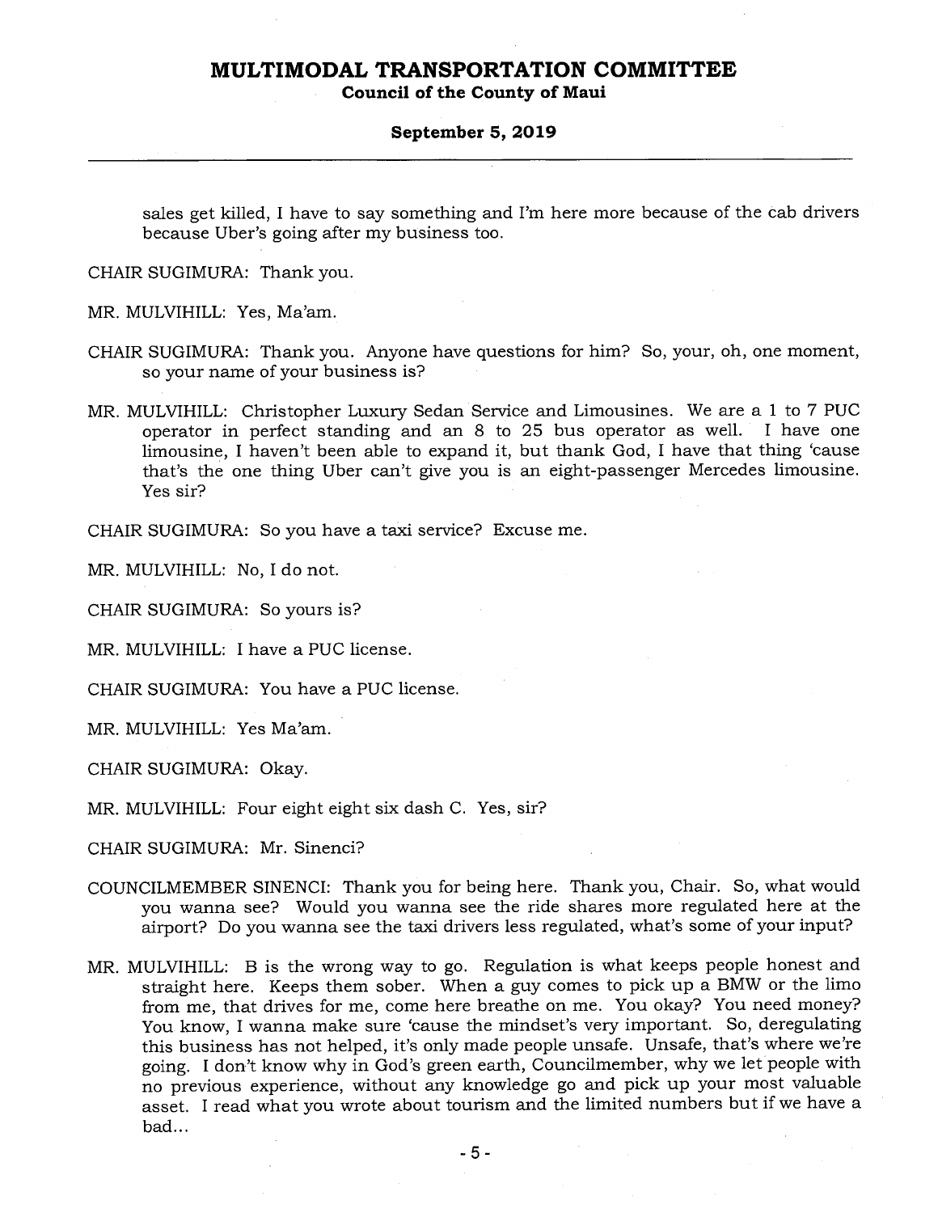sales get killed, I have to say something and I'm here more because of the cab drivers because Uber's going after my business too.

CHAIR SUGIMURA: Thank you.

MR. MULVIHILL: Yes, Ma'am.

CHAIR SUGIMURA: Thank you. Anyone have questions for him? So, your, oh, one moment, so your name of your business is?

MR. MULVIHILL: Christopher Luxury Sedan Service and Limousines. We are a 1 to 7 PUC operator in perfect standing and an 8 to 25 bus operator as well. I have one limousine, I haven't been able to expand it, but thank God, I have that thing 'cause that's the one thing Uber can't give you is an eight-passenger Mercedes limousine. Yes sir?

CHAIR SUGIMURA: So you have a taxi service? Excuse me.

MR. MULVIHILL: No, I do not.

CHAIR SUGIMURA: So yours is?

MR. MULVIHILL: I have a PUC license.

CHAIR SUGIMURA: You have a PUC license.

MR. MULVIHILL: Yes Ma'am.

CHAIR SUGIMURA: Okay.

MR. MULVIHILL: Four eight eight six dash C. Yes, sir?

CHAIR SUGIMURA: Mr. Sinenci?

COUNCILMEMBER SINENCI: Thank you for being here. Thank you, Chair. So, what would you wanna see? Would you wanna see the ride shares more regulated here at the airport? Do you wanna see the taxi drivers less regulated, what's some of your input?

MR. MULVIHILL: B is the wrong way to go. Regulation is what keeps people honest and straight here. Keeps them sober. When a guy comes to pick up a BMW or the limo from me, that drives for me, come here breathe on me. You okay? You need money? You know, I wanna make sure 'cause the mindset's very important. So, deregulating this business has not helped, it's only made people unsafe. Unsafe, that's where we're going. I don't know why in God's green earth, Councilmember, why we let people with no previous experience, without any knowledge go and pick up your most valuable asset. I read what you wrote about tourism and the limited numbers but if we have a bad...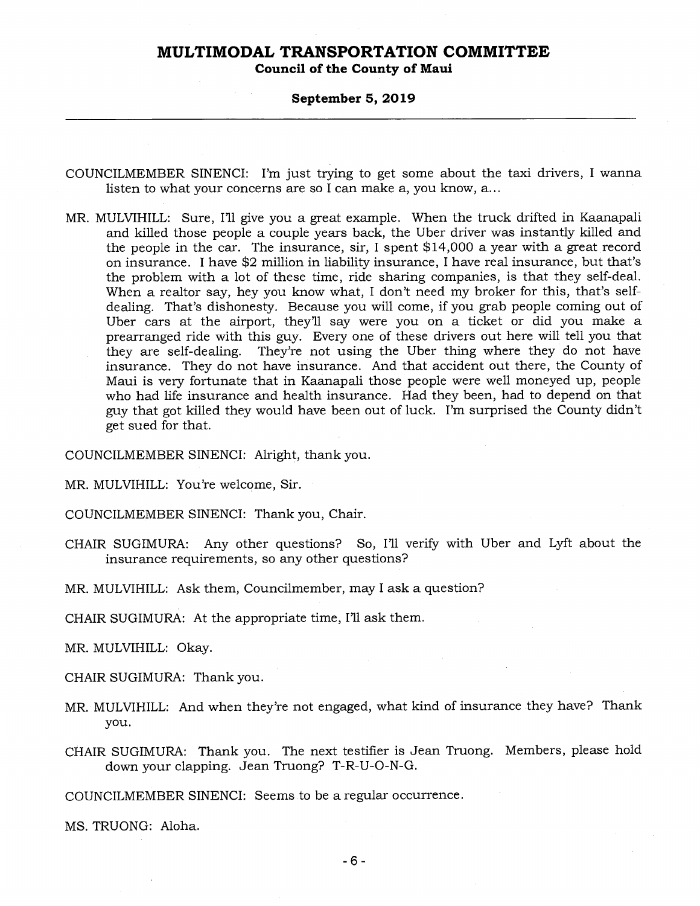COUNCILMEMBER SINENCI: I'm just trying to get some about the taxi drivers, I wanna listen to what your concerns are so I can make a, you know, a...

MR. MULVIHILL: Sure, I'll give you a great example. When the truck drifted in Kaanapali and killed those people a couple years back, the Uber driver was instantly killed and the people in the car. The insurance, sir, I spent $14,000 a year with a great record on insurance. I have $2 million in liability insurance, I have real insurance, but that's the problem with a lot of these time, ride sharing companies, is that they self-deal. When a realtor say, hey you know what, I don't need my broker for this, that's self-dealing. That's dishonesty. Because you will come, if you grab people coming out of Uber cars at the airport, they'll say were you on a ticket or did you make a prearranged ride with this guy. Every one of these drivers out here will tell you that they are self-dealing. They're not using the Uber thing where they do not have insurance. They do not have insurance. And that accident out there, the County of Maui is very fortunate that in Kaanapali those people were well moneyed up, people who had life insurance and health insurance. Had they been, had to depend on that guy that got killed they would have been out of luck. I'm surprised the County didn't get sued for that.

COUNCILMEMBER SINENCI: Alright, thank you.

MR. MULVIHILL: You're welcome, Sir.

COUNCILMEMBER SINENCI: Thank you, Chair.

CHAIR SUGIMURA: Any other questions? So, I'll verify with Uber and Lyft about the insurance requirements, so any other questions?

MR. MULVIHILL: Ask them, Councilmember, may I ask a question?

CHAIR SUGIMURA: At the appropriate time, I'll ask them.

MR. MULVIHILL: Okay.

CHAIR SUGIMURA: Thank you.

MR. MULVIHILL: And when they're not engaged, what kind of insurance they have? Thank you.

CHAIR SUGIMURA: Thank you. The next testifier is Jean Truong. Members, please hold down your clapping. Jean Truong? T-R-U-O-N-G.

COUNCILMEMBER SINENCI: Seems to be a regular occurrence.

MS. TRUONG: Aloha.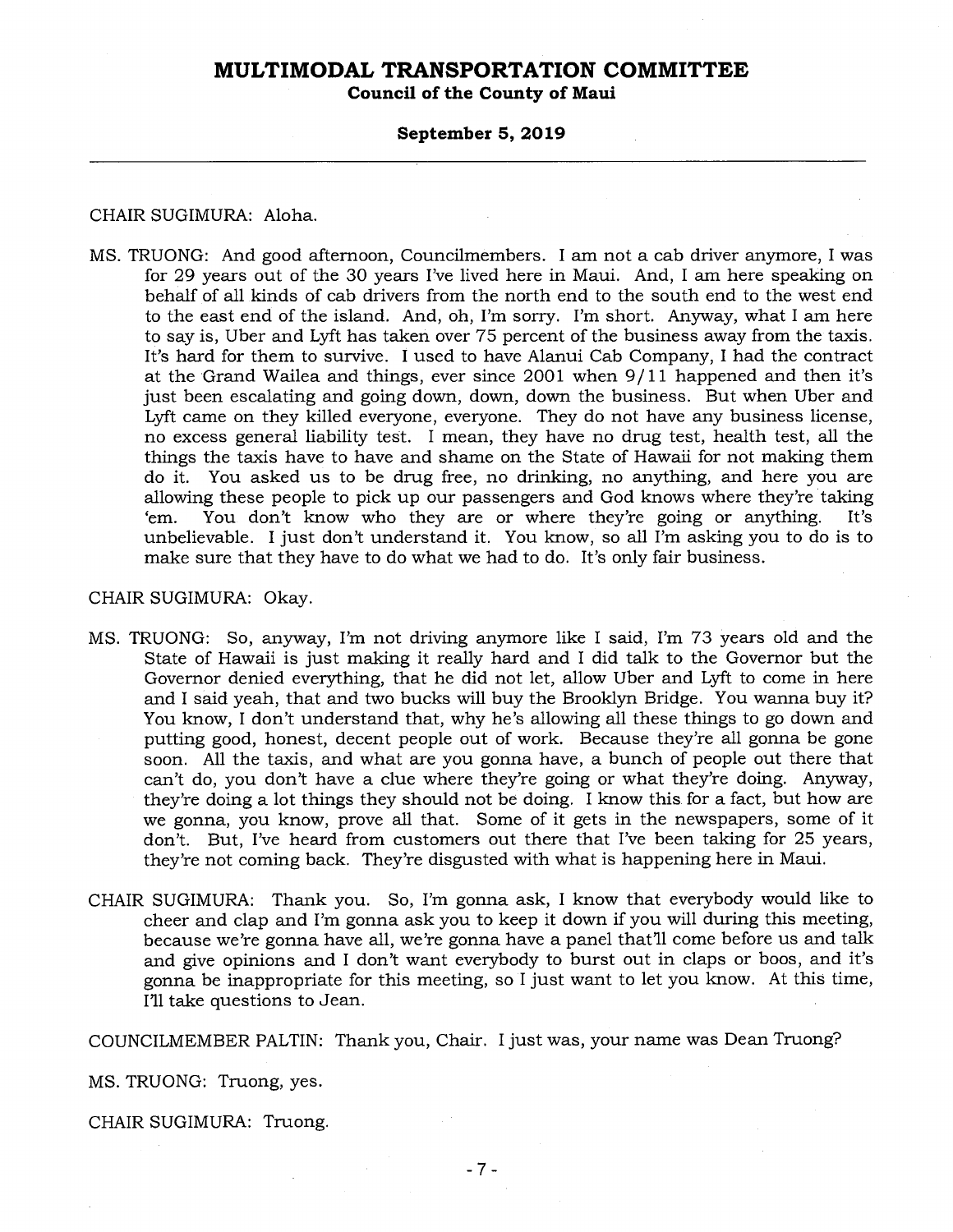CHAIR SUGIMURA: Aloha.

MS. TRUONG: And good afternoon, Councilmembers. I am not a cab driver anymore, I was for 29 years out of the 30 years I've lived here in Maui. And, I am here speaking on behalf of all kinds of cab drivers from the north end to the south end to the west end to the east end of the island. And, oh, I'm sorry. I'm short. Anyway, what I am here to say is, Uber and Lyft has taken over 75 percent of the business away from the taxis. It's hard for them to survive. I used to have Alanui Cab Company, I had the contract at the Grand Wailea and things, ever since 2001 when 9/11 happened and then it's just been escalating and going down, down, down the business. But when Uber and Lyft came on they killed everyone, everyone. They do not have any business license, no excess general liability test. I mean, they have no drug test, health test, all the things the taxis have to have and shame on the State of Hawaii for not making them do it. You asked us to be drug free, no drinking, no anything, and here you are allowing these people to pick up our passengers and God knows where they're taking 'em. You don't know who they are or where they're going or anything. It's unbelievable. I just don't understand it. You know, so all I'm asking you to do is to make sure that they have to do what we had to do. It's only fair business.

CHAIR SUGIMURA: Okay.

MS. TRUONG: So, anyway, I'm not driving anymore like I said, I'm 73 years old and the State of Hawaii is just making it really hard and I did talk to the Governor but the Governor denied everything, that he did not let, allow Uber and Lyft to come in here and I said yeah, that and two bucks will buy the Brooklyn Bridge. You wanna buy it? You know, I don't understand that, why he's allowing all these things to go down and putting good, honest, decent people out of work. Because they're all gonna be gone soon. All the taxis, and what are you gonna have, a bunch of people out there that can't do, you don't have a clue where they're going or what they're doing. Anyway, they're doing a lot things they should not be doing. I know this for a fact, but how are we gonna, you know, prove all that. Some of it gets in the newspapers, some of it don't. But, I've heard from customers out there that I've been taking for 25 years, they're not coming back. They're disgusted with what is happening here in Maui.

CHAIR SUGIMURA: Thank you. So, I'm gonna ask, I know that everybody would like to cheer and clap and I'm gonna ask you to keep it down if you will during this meeting, because we're gonna have all, we're gonna have a panel that'll come before us and talk and give opinions and I don't want everybody to burst out in claps or boos, and it's gonna be inappropriate for this meeting, so I just want to let you know. At this time, I'll take questions to Jean.

COUNCILMEMBER PALTIN: Thank you, Chair. I just was, your name was Dean Truong?

MS. TRUONG: Truong, yes.

CHAIR SUGIMURA: Truong.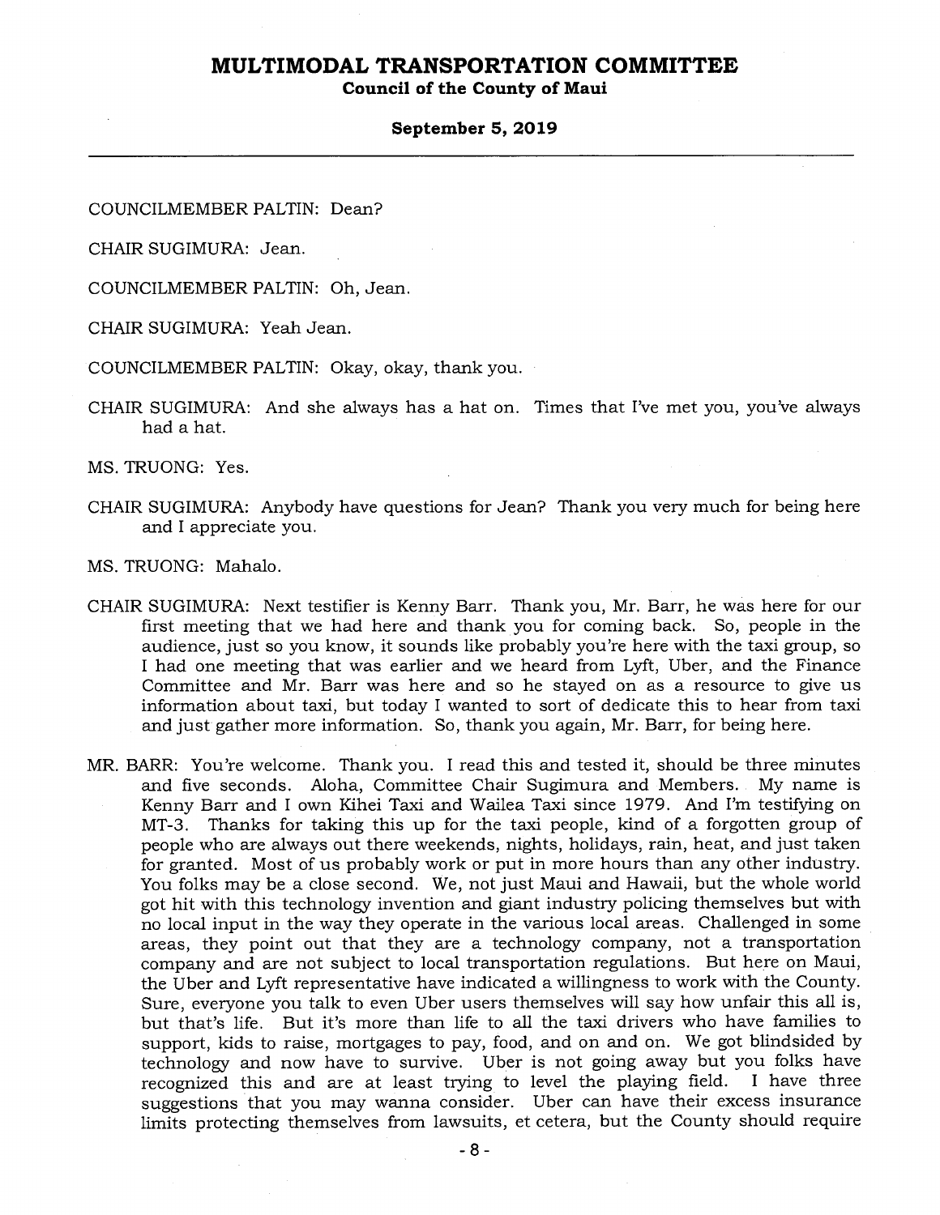COUNCILMEMBER PALTIN: Dean?

CHAIR SUGIMURA: Jean.

COUNCILMEMBER PALTIN: Oh, Jean.

CHAIR SUGIMURA: Yeah Jean.

COUNCILMEMBER PALTIN: Okay, okay, thank you.

CHAIR SUGIMURA: And she always has a hat on. Times that I've met you, you've always had a hat.

MS. TRUONG: Yes.

CHAIR SUGIMURA: Anybody have questions for Jean? Thank you very much for being here and I appreciate you.

MS. TRUONG: Mahalo.

CHAIR SUGIMURA: Next testifier is Kenny Barr. Thank you, Mr. Barr, he was here for our first meeting that we had here and thank you for coming back. So, people in the audience, just so you know, it sounds like probably you're here with the taxi group, so I had one meeting that was earlier and we heard from Lyft, Uber, and the Finance Committee and Mr. Barr was here and so he stayed on as a resource to give us information about taxi, but today I wanted to sort of dedicate this to hear from taxi and just gather more information. So, thank you again, Mr. Barr, for being here.

MR. BARR: You're welcome. Thank you. I read this and tested it, should be three minutes and five seconds. Aloha, Committee Chair Sugimura and Members. My name is Kenny Barr and I own Kihei Taxi and Wailea Taxi since 1979. And I'm testifying on MT-3. Thanks for taking this up for the taxi people, kind of a forgotten group of people who are always out there weekends, nights, holidays, rain, heat, and just taken for granted. Most of us probably work or put in more hours than any other industry. You folks may be a close second. We, not just Maui and Hawaii, but the whole world got hit with this technology invention and giant industry policing themselves but with no local input in the way they operate in the various local areas. Challenged in some areas, they point out that they are a technology company, not a transportation company and are not subject to local transportation regulations. But here on Maui, the Uber and Lyft representative have indicated a willingness to work with the County. Sure, everyone you talk to even Uber users themselves will say how unfair this all is, but that's life. But it's more than life to all the taxi drivers who have families to support, kids to raise, mortgages to pay, food, and on and on. We got blindsided by technology and now have to survive. Uber is not going away but you folks have recognized this and are at least trying to level the playing field. I have three suggestions that you may wanna consider. Uber can have their excess insurance limits protecting themselves from lawsuits, et cetera, but the County should require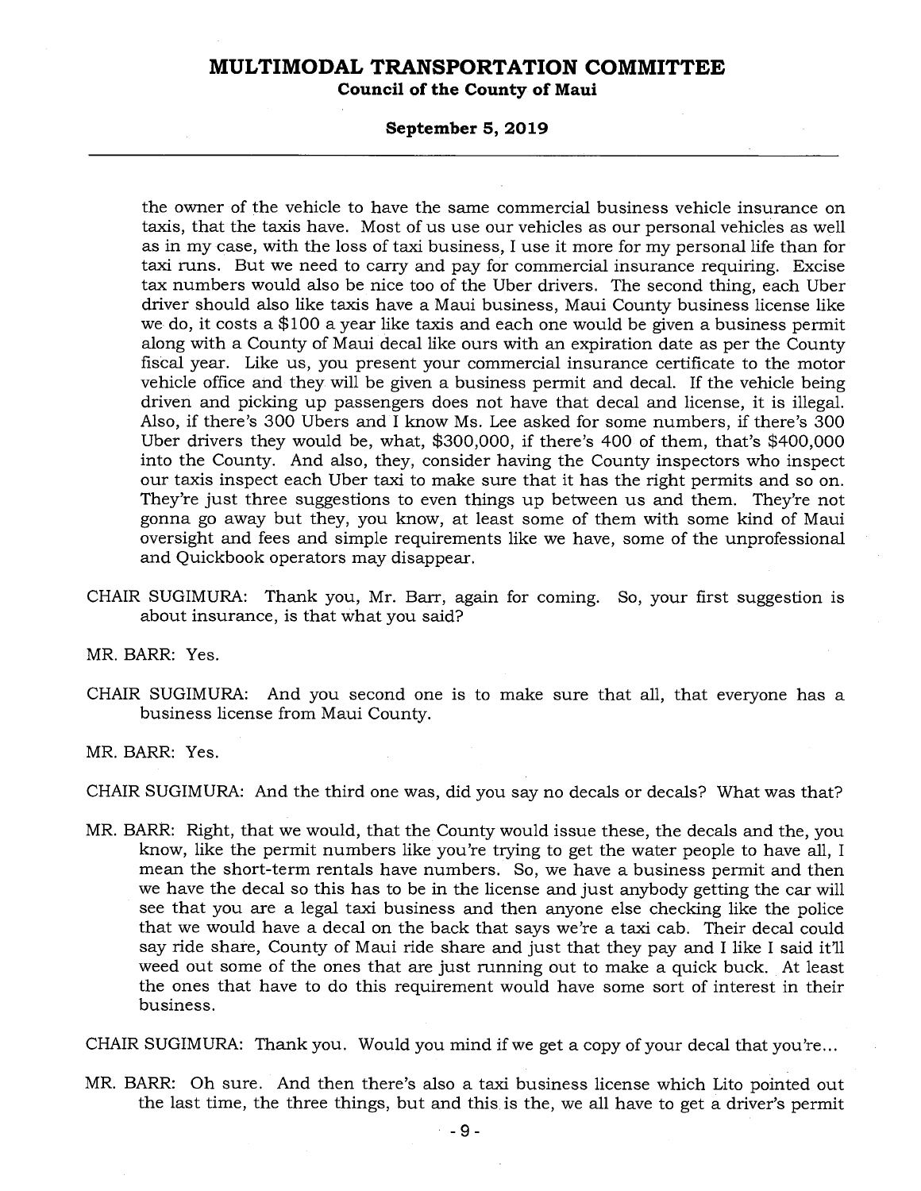the owner of the vehicle to have the same commercial business vehicle insurance on taxis, that the taxis have. Most of us use our vehicles as our personal vehicles as well as in my case, with the loss of taxi business, I use it more for my personal life than for taxi runs. But we need to carry and pay for commercial insurance requiring. Excise tax numbers would also be nice too of the Uber drivers. The second thing, each Uber driver should also like taxis have a Maui business, Maui County business license like we do, it costs a $100 a year like taxis and each one would be given a business permit along with a County of Maui decal like ours with an expiration date as per the County fiscal year. Like us, you present your commercial insurance certificate to the motor vehicle office and they will be given a business permit and decal. If the vehicle being driven and picking up passengers does not have that decal and license, it is illegal. Also, if there's 300 Ubers and I know Ms. Lee asked for some numbers, if there's 300 Uber drivers they would be, what, $300,000, if there's 400 of them, that's $400,000 into the County. And also, they, consider having the County inspectors who inspect our taxis inspect each Uber taxi to make sure that it has the right permits and so on. They're just three suggestions to even things up between us and them. They're not gonna go away but they, you know, at least some of them with some kind of Maui oversight and fees and simple requirements like we have, some of the unprofessional and Quickbook operators may disappear.

CHAIR SUGIMURA: Thank you, Mr. Barr, again for coming. So, your first suggestion is about insurance, is that what you said?

MR. BARR: Yes.

CHAIR SUGIMURA: And you second one is to make sure that all, that everyone has a business license from Maui County.

MR. BARR: Yes.

CHAIR SUGIMURA: And the third one was, did you say no decals or decals? What was that?

MR. BARR: Right, that we would, that the County would issue these, the decals and the, you know, like the permit numbers like you're trying to get the water people to have all, I mean the short-term rentals have numbers. So, we have a business permit and then we have the decal so this has to be in the license and just anybody getting the car will see that you are a legal taxi business and then anyone else checking like the police that we would have a decal on the back that says we're a taxi cab. Their decal could say ride share, County of Maui ride share and just that they pay and I like I said it'll weed out some of the ones that are just running out to make a quick buck. At least the ones that have to do this requirement would have some sort of interest in their business.

CHAIR SUGIMURA: Thank you. Would you mind if we get a copy of your decal that you're...

MR. BARR: Oh sure. And then there's also a taxi business license which Lito pointed out the last time, the three things, but and this is the, we all have to get a driver's permit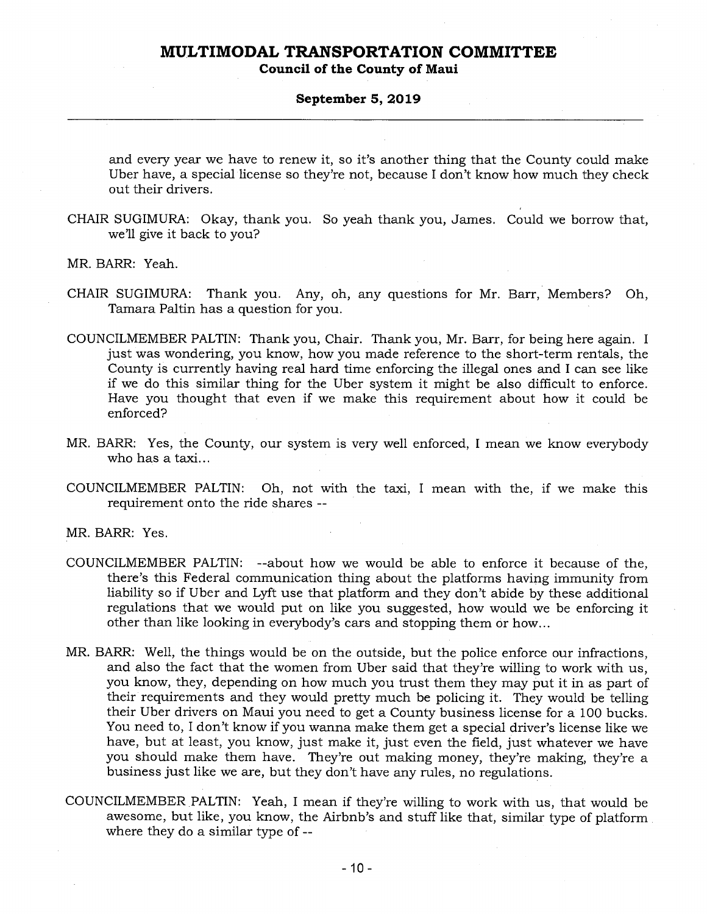and every year we have to renew it, so it's another thing that the County could make Uber have, a special license so they're not, because I don't know how much they check out their drivers.

CHAIR SUGIMURA: Okay, thank you. So yeah thank you, James. Could we borrow that, we'll give it back to you?

MR. BARR: Yeah.

CHAIR SUGIMURA: Thank you. Any, oh, any questions for Mr. Barr, Members? Oh, Tamara Paltin has a question for you.

COUNCILMEMBER PALTIN: Thank you, Chair. Thank you, Mr. Barr, for being here again. I just was wondering, you know, how you made reference to the short-term rentals, the County is currently having real hard time enforcing the illegal ones and I can see like if we do this similar thing for the Uber system it might be also difficult to enforce. Have you thought that even if we make this requirement about how it could be enforced?

MR. BARR: Yes, the County, our system is very well enforced, I mean we know everybody who has a taxi...

COUNCILMEMBER PALTIN: Oh, not with the taxi, I mean with the, if we make this requirement onto the ride shares --

MR. BARR: Yes.

COUNCILMEMBER PALTIN: --about how we would be able to enforce it because of the, there's this Federal communication thing about the platforms having immunity from liability so if Uber and Lyft use that platform and they don't abide by these additional regulations that we would put on like you suggested, how would we be enforcing it other than like looking in everybody's cars and stopping them or how...

MR. BARR: Well, the things would be on the outside, but the police enforce our infractions, and also the fact that the women from Uber said that they're willing to work with us, you know, they, depending on how much you trust them they may put it in as part of their requirements and they would pretty much be policing it. They would be telling their Uber drivers on Maui you need to get a County business license for a 100 bucks. You need to, I don't know if you wanna make them get a special driver's license like we have, but at least, you know, just make it, just even the field, just whatever we have you should make them have. They're out making money, they're making, they're a business just like we are, but they don't have any rules, no regulations.

COUNCILMEMBER PALTIN: Yeah, I mean if they're willing to work with us, that would be awesome, but like, you know, the Airbnb's and stuff like that, similar type of platform where they do a similar type of --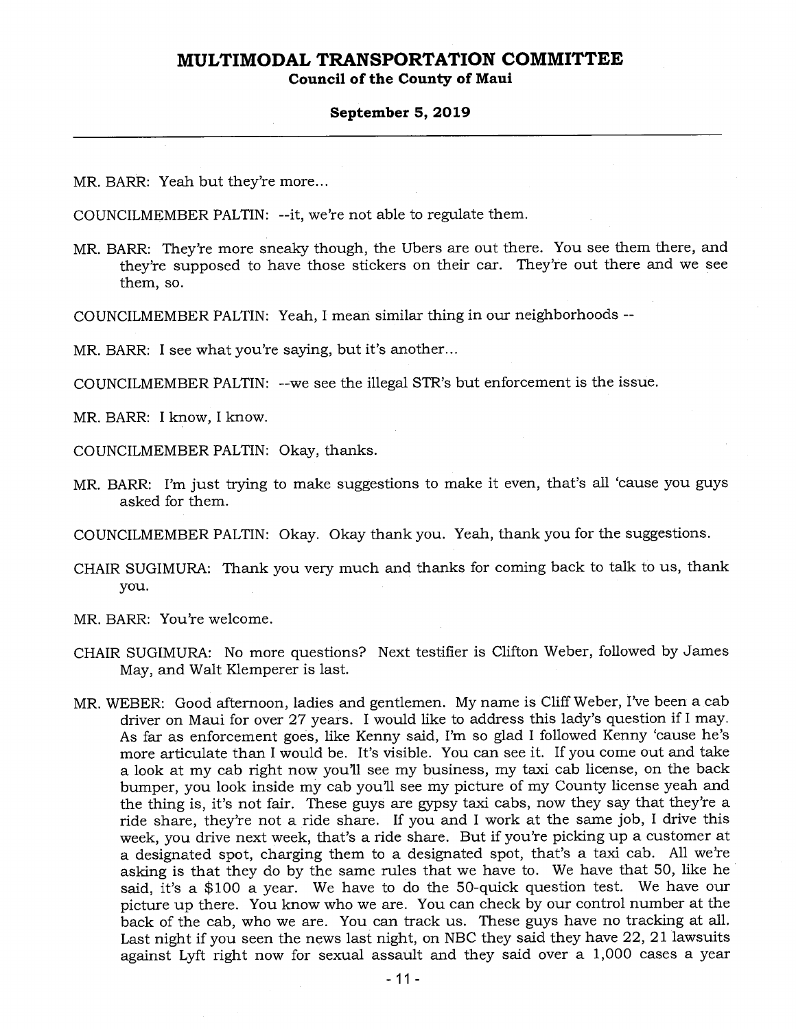MR. BARR: Yeah but they're more...

COUNCILMEMBER PALTIN: --it, we're not able to regulate them.

MR. BARR: They're more sneaky though, the Ubers are out there. You see them there, and they're supposed to have those stickers on their car. They're out there and we see them, so.

COUNCILMEMBER PALTIN: Yeah, I mean similar thing in our neighborhoods --

MR. BARR: I see what you're saying, but it's another...

COUNCILMEMBER PALTIN: --we see the illegal STR's but enforcement is the issue.

MR. BARR: I know, I know.

COUNCILMEMBER PALTIN: Okay, thanks.

MR. BARR: I'm just trying to make suggestions to make it even, that's all 'cause you guys asked for them.

COUNCILMEMBER PALTIN: Okay. Okay thank you. Yeah, thank you for the suggestions.

CHAIR SUGIMURA: Thank you very much and thanks for coming back to talk to us, thank you.

MR. BARR: You're welcome.

CHAIR SUGIMURA: No more questions? Next testifier is Clifton Weber, followed by James May, and Walt Klemperer is last.

MR. WEBER: Good afternoon, ladies and gentlemen. My name is Cliff Weber, I've been a cab driver on Maui for over 27 years. I would like to address this lady's question if I may. As far as enforcement goes, like Kenny said, I'm so glad I followed Kenny 'cause he's more articulate than I would be. It's visible. You can see it. If you come out and take a look at my cab right now you'll see my business, my taxi cab license, on the back bumper, you look inside my cab you'll see my picture of my County license yeah and the thing is, it's not fair. These guys are gypsy taxi cabs, now they say that they're a ride share, they're not a ride share. If you and I work at the same job, I drive this week, you drive next week, that's a ride share. But if you're picking up a customer at a designated spot, charging them to a designated spot, that's a taxi cab. All we're asking is that they do by the same rules that we have to. We have that 50, like he said, it's a $100 a year. We have to do the 50-quick question test. We have our picture up there. You know who we are. You can check by our control number at the back of the cab, who we are. You can track us. These guys have no tracking at all. Last night if you seen the news last night, on NBC they said they have 22, 21 lawsuits against Lyft right now for sexual assault and they said over a 1,000 cases a year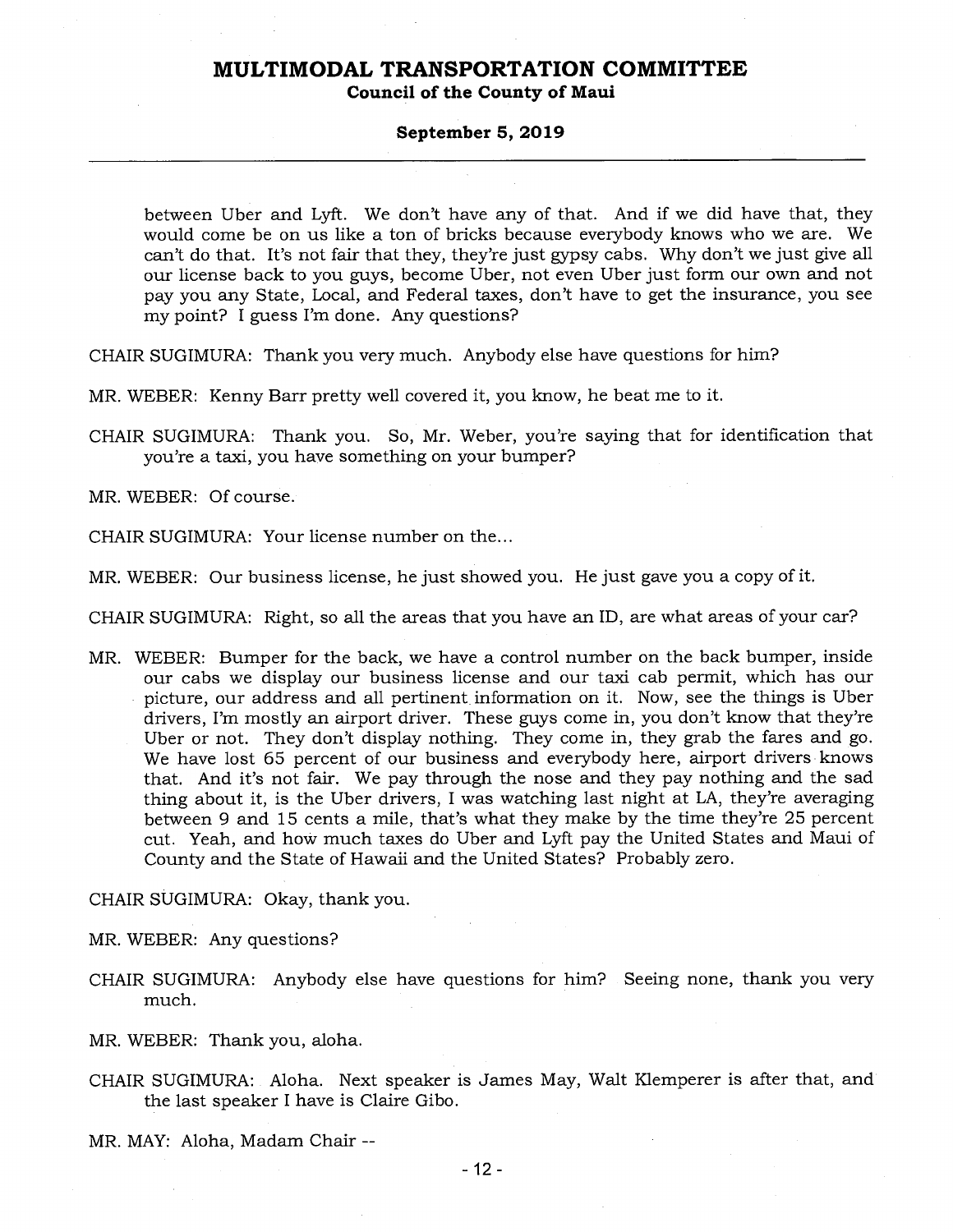between Uber and Lyft. We don't have any of that. And if we did have that, they would come be on us like a ton of bricks because everybody knows who we are. We can't do that. It's not fair that they, they're just gypsy cabs. Why don't we just give all our license back to you guys, become Uber, not even Uber just form our own and not pay you any State, Local, and Federal taxes, don't have to get the insurance, you see my point? I guess I'm done. Any questions?

CHAIR SUGIMURA: Thank you very much. Anybody else have questions for him?

MR. WEBER: Kenny Barr pretty well covered it, you know, he beat me to it.

CHAIR SUGIMURA: Thank you. So, Mr. Weber, you're saying that for identification that you're a taxi, you have something on your bumper?

MR. WEBER: Of course.

CHAIR SUGIMURA: Your license number on the...

MR. WEBER: Our business license, he just showed you. He just gave you a copy of it.

CHAIR SUGIMURA: Right, so all the areas that you have an ID, are what areas of your car?

MR. WEBER: Bumper for the back, we have a control number on the back bumper, inside our cabs we display our business license and our taxi cab permit, which has our picture, our address and all pertinent information on it. Now, see the things is Uber drivers, I'm mostly an airport driver. These guys come in, you don't know that they're Uber or not. They don't display nothing. They come in, they grab the fares and go. We have lost 65 percent of our business and everybody here, airport drivers knows that. And it's not fair. We pay through the nose and they pay nothing and the sad thing about it, is the Uber drivers, I was watching last night at LA, they're averaging between 9 and 15 cents a mile, that's what they make by the time they're 25 percent cut. Yeah, and how much taxes do Uber and Lyft pay the United States and Maui of County and the State of Hawaii and the United States? Probably zero.

CHAIR SUGIMURA: Okay, thank you.

MR. WEBER: Any questions?

CHAIR SUGIMURA: Anybody else have questions for him? Seeing none, thank you very much.

MR. WEBER: Thank you, aloha.

CHAIR SUGIMURA: Aloha. Next speaker is James May, Walt Klemperer is after that, and the last speaker I have is Claire Gibo.

MR. MAY: Aloha, Madam Chair --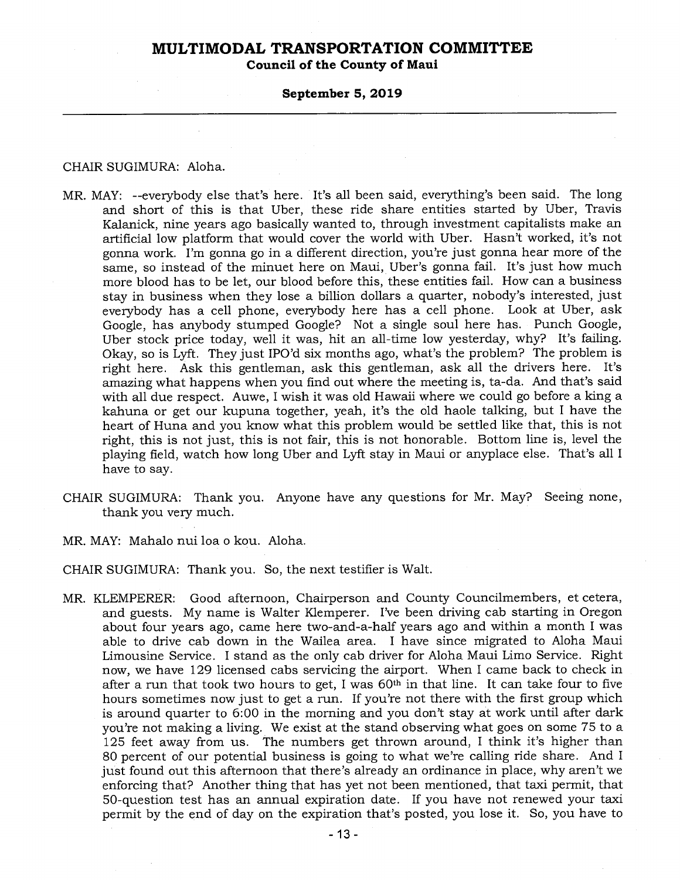CHAIR SUGIMURA: Aloha.

MR. MAY: --everybody else that's here. It's all been said, everything's been said. The long and short of this is that Uber, these ride share entities started by Uber, Travis Kalanick, nine years ago basically wanted to, through investment capitalists make an artificial low platform that would cover the world with Uber. Hasn't worked, it's not gonna work. I'm gonna go in a different direction, you're just gonna hear more of the same, so instead of the minuet here on Maui, Uber's gonna fail. It's just how much more blood has to be let, our blood before this, these entities fail. How can a business stay in business when they lose a billion dollars a quarter, nobody's interested, just everybody has a cell phone, everybody here has a cell phone. Look at Uber, ask Google, has anybody stumped Google? Not a single soul here has. Punch Google, Uber stock price today, well it was, hit an all-time low yesterday, why? It's failing. Okay, so is Lyft. They just IPO'd six months ago, what's the problem? The problem is right here. Ask this gentleman, ask this gentleman, ask all the drivers here. It's amazing what happens when you find out where the meeting is, ta-da. And that's said with all due respect. Auwe, I wish it was old Hawaii where we could go before a king a kahuna or get our kupuna together, yeah, it's the old haole talking, but I have the heart of Huna and you know what this problem would be settled like that, this is not right, this is not just, this is not fair, this is not honorable. Bottom line is, level the playing field, watch how long Uber and Lyft stay in Maui or anyplace else. That's all I have to say.

CHAIR SUGIMURA: Thank you. Anyone have any questions for Mr. May? Seeing none, thank you very much.

MR. MAY: Mahalo nui loa o kou. Aloha.

CHAIR SUGIMURA: Thank you. So, the next testifier is Walt.

MR. KLEMPERER: Good afternoon, Chairperson and County Councilmembers, et cetera, and guests. My name is Walter Klemperer. I've been driving cab starting in Oregon about four years ago, came here two-and-a-half years ago and within a month I was able to drive cab down in the Wailea area. I have since migrated to Aloha Maui Limousine Service. I stand as the only cab driver for Aloha Maui Limo Service. Right now, we have 129 licensed cabs servicing the airport. When I came back to check in after a run that took two hours to get, I was 60th in that line. It can take four to five hours sometimes now just to get a run. If you're not there with the first group which is around quarter to 6:00 in the morning and you don't stay at work until after dark you're not making a living. We exist at the stand observing what goes on some 75 to a 125 feet away from us. The numbers get thrown around, I think it's higher than 80 percent of our potential business is going to what we're calling ride share. And I just found out this afternoon that there's already an ordinance in place, why aren't we enforcing that? Another thing that has yet not been mentioned, that taxi permit, that 50-question test has an annual expiration date. If you have not renewed your taxi permit by the end of day on the expiration that's posted, you lose it. So, you have to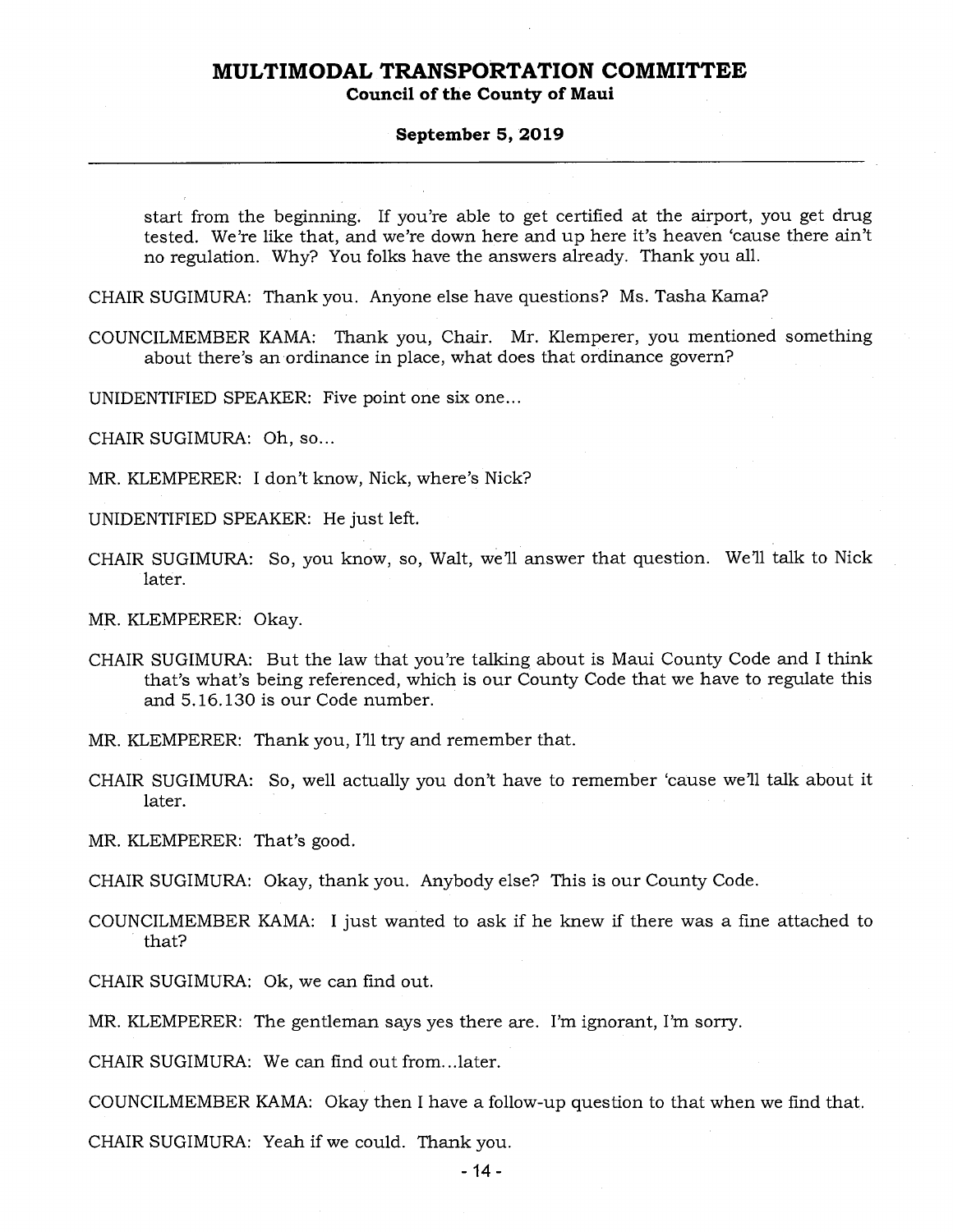start from the beginning. If you're able to get certified at the airport, you get drug tested. We're like that, and we're down here and up here it's heaven 'cause there ain't no regulation. Why? You folks have the answers already. Thank you all.

CHAIR SUGIMURA: Thank you. Anyone else have questions? Ms. Tasha Kama?

COUNCILMEMBER KAMA: Thank you, Chair. Mr. Klemperer, you mentioned something about there's an ordinance in place, what does that ordinance govern?

UNIDENTIFIED SPEAKER: Five point one six one...

CHAIR SUGIMURA: Oh, so...

MR. KLEMPERER: I don't know, Nick, where's Nick?

UNIDENTIFIED SPEAKER: He just left.

CHAIR SUGIMURA: So, you know, so, Walt, we'll answer that question. We'll talk to Nick later.

MR. KLEMPERER: Okay.

CHAIR SUGIMURA: But the law that you're talking about is Maui County Code and I think that's what's being referenced, which is our County Code that we have to regulate this and 5.16.130 is our Code number.

MR. KLEMPERER: Thank you, I'll try and remember that.

CHAIR SUGIMURA: So, well actually you don't have to remember 'cause we'll talk about it later.

MR. KLEMPERER: That's good.

CHAIR SUGIMURA: Okay, thank you. Anybody else? This is our County Code.

COUNCILMEMBER KAMA: I just wanted to ask if he knew if there was a fine attached to that?

CHAIR SUGIMURA: Ok, we can find out.

MR. KLEMPERER: The gentleman says yes there are. I'm ignorant, I'm sorry.

CHAIR SUGIMURA: We can find out from...later.

COUNCILMEMBER KAMA: Okay then I have a follow-up question to that when we find that.

CHAIR SUGIMURA: Yeah if we could. Thank you.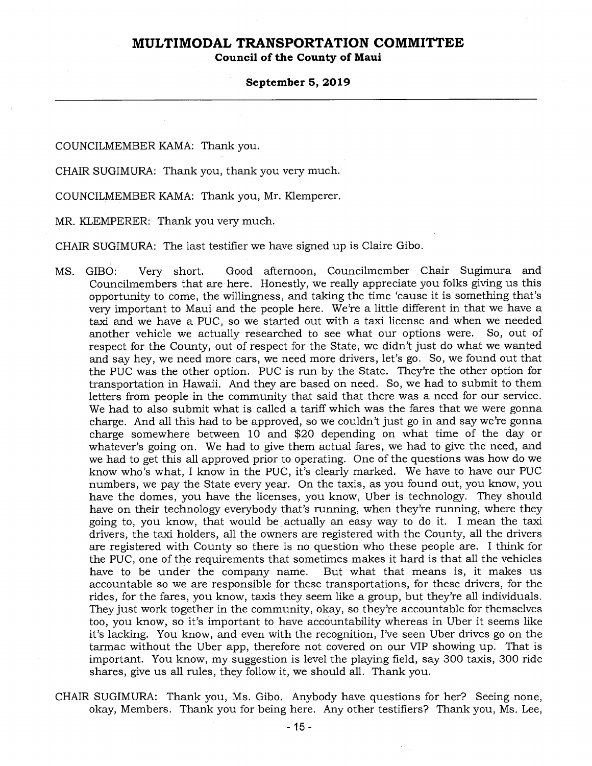COUNCILMEMBER KAMA: Thank you.

CHAIR SUGIMURA: Thank you, thank you very much.

COUNCILMEMBER KAMA: Thank you, Mr. Klemperer.

MR. KLEMPERER: Thank you very much.

CHAIR SUGIMURA: The last testifier we have signed up is Claire Gibo.

MS. GIBO: Very short. Good afternoon, Councilmember Chair Sugimura and Councilmembers that are here. Honestly, we really appreciate you folks giving us this opportunity to come, the willingness, and taking the time 'cause it is something that's very important to Maui and the people here. We're a little different in that we have a taxi and we have a PUC, so we started out with a taxi license and when we needed another vehicle we actually researched to see what our options were. So, out of respect for the County, out of respect for the State, we didn't just do what we wanted and say hey, we need more cars, we need more drivers, let's go. So, we found out that the PUC was the other option. PUC is run by the State. They're the other option for transportation in Hawaii. And they are based on need. So, we had to submit to them letters from people in the community that said that there was a need for our service. We had to also submit what is called a tariff which was the fares that we were gonna charge. And all this had to be approved, so we couldn't just go in and say we're gonna charge somewhere between 10 and $20 depending on what time of the day or whatever's going on. We had to give them actual fares, we had to give the need, and we had to get this all approved prior to operating. One of the questions was how do we know who's what, I know in the PUC, it's clearly marked. We have to have our PUC numbers, we pay the State every year. On the taxis, as you found out, you know, you have the domes, you have the licenses, you know, Uber is technology. They should have on their technology everybody that's running, when they're running, where they going to, you know, that would be actually an easy way to do it. I mean the taxi drivers, the taxi holders, all the owners are registered with the County, all the drivers are registered with County so there is no question who these people are. I think for the PUC, one of the requirements that sometimes makes it hard is that all the vehicles have to be under the company name. But what that means is, it makes us accountable so we are responsible for these transportations, for these drivers, for the rides, for the fares, you know, taxis they seem like a group, but they're all individuals. They just work together in the community, okay, so they're accountable for themselves too, you know, so it's important to have accountability whereas in Uber it seems like it's lacking. You know, and even with the recognition, I've seen Uber drives go on the tarmac without the Uber app, therefore not covered on our VIP showing up. That is important. You know, my suggestion is level the playing field, say 300 taxis, 300 ride shares, give us all rules, they follow it, we should all. Thank you.

CHAIR SUGIMURA: Thank you, Ms. Gibo. Anybody have questions for her? Seeing none, okay, Members. Thank you for being here. Any other testifiers? Thank you, Ms. Lee,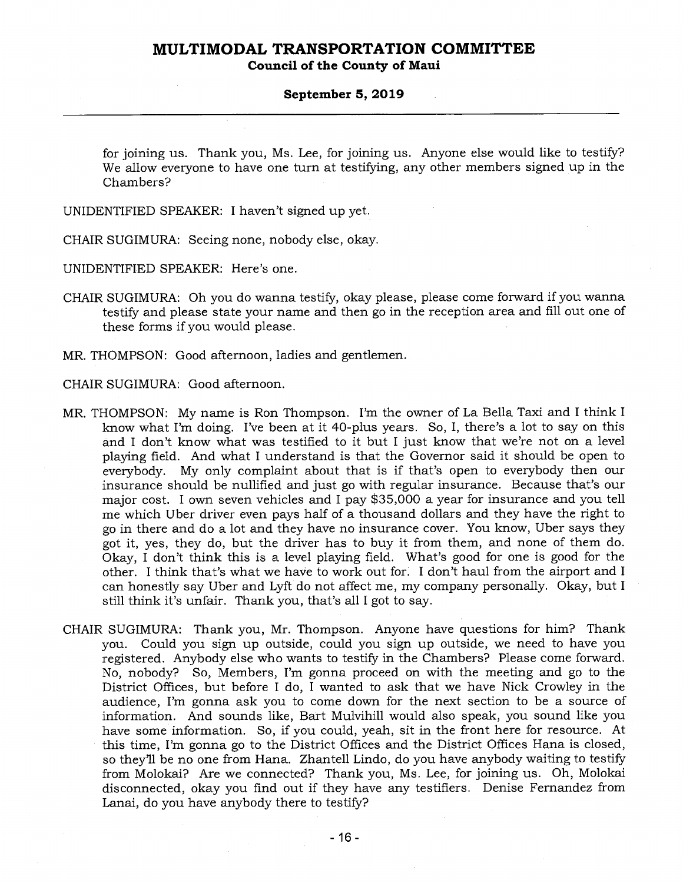for joining us. Thank you, Ms. Lee, for joining us. Anyone else would like to testify? We allow everyone to have one turn at testifying, any other members signed up in the Chambers?

UNIDENTIFIED SPEAKER: I haven't signed up yet.

CHAIR SUGIMURA: Seeing none, nobody else, okay.

UNIDENTIFIED SPEAKER: Here's one.

CHAIR SUGIMURA: Oh you do wanna testify, okay please, please come forward if you wanna testify and please state your name and then go in the reception area and fill out one of these forms if you would please.

MR. THOMPSON: Good afternoon, ladies and gentlemen.

CHAIR SUGIMURA: Good afternoon.

MR. THOMPSON: My name is Ron Thompson. I'm the owner of La Bella Taxi and I think I know what I'm doing. I've been at it 40-plus years. So, I, there's a lot to say on this and I don't know what was testified to it but I just know that we're not on a level playing field. And what I understand is that the Governor said it should be open to everybody. My only complaint about that is if that's open to everybody then our insurance should be nullified and just go with regular insurance. Because that's our major cost. I own seven vehicles and I pay $35,000 a year for insurance and you tell me which Uber driver even pays half of a thousand dollars and they have the right to go in there and do a lot and they have no insurance cover. You know, Uber says they got it, yes, they do, but the driver has to buy it from them, and none of them do. Okay, I don't think this is a level playing field. What's good for one is good for the other. I think that's what we have to work out for. I don't haul from the airport and I can honestly say Uber and Lyft do not affect me, my company personally. Okay, but I still think it's unfair. Thank you, that's all I got to say.

CHAIR SUGIMURA: Thank you, Mr. Thompson. Anyone have questions for him? Thank you. Could you sign up outside, could you sign up outside, we need to have you registered. Anybody else who wants to testify in the Chambers? Please come forward. No, nobody? So, Members, I'm gonna proceed on with the meeting and go to the District Offices, but before I do, I wanted to ask that we have Nick Crowley in the audience, I'm gonna ask you to come down for the next section to be a source of information. And sounds like, Bart Mulvihill would also speak, you sound like you have some information. So, if you could, yeah, sit in the front here for resource. At this time, I'm gonna go to the District Offices and the District Offices Hana is closed, so they'll be no one from Hana. Zhantell Lindo, do you have anybody waiting to testify from Molokai? Are we connected? Thank you, Ms. Lee, for joining us. Oh, Molokai disconnected, okay you find out if they have any testifiers. Denise Fernandez from Lanai, do you have anybody there to testify?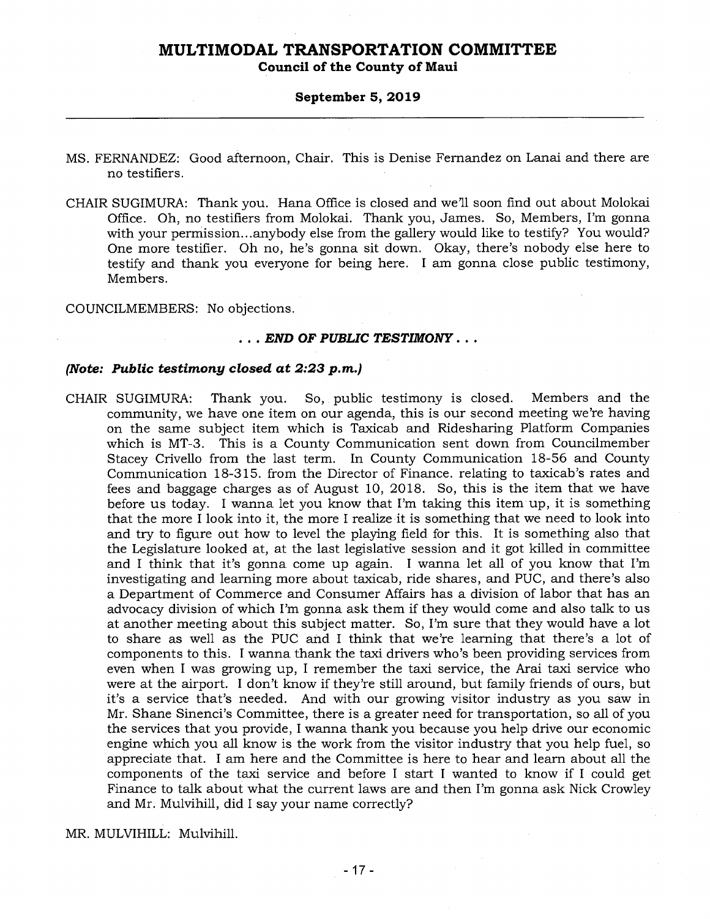MS. FERNANDEZ: Good afternoon, Chair. This is Denise Fernandez on Lanai and there are no testifiers.

CHAIR SUGIMURA: Thank you. Hana Office is closed and we'll soon find out about Molokai Office. Oh, no testifiers from Molokai. Thank you, James. So, Members, I'm gonna with your permission...anybody else from the gallery would like to testify? You would? One more testifier. Oh no, he's gonna sit down. Okay, there's nobody else here to testify and thank you everyone for being here. I am gonna close public testimony, Members.

COUNCILMEMBERS: No objections.

***. . . END OF PUBLIC TESTIMONY . . .***

***(Note: Public testimony closed at 2:23 p.m.)***

CHAIR SUGIMURA: Thank you. So, public testimony is closed. Members and the community, we have one item on our agenda, this is our second meeting we're having on the same subject item which is Taxicab and Ridesharing Platform Companies which is MT-3. This is a County Communication sent down from Councilmember Stacey Crivello from the last term. In County Communication 18-56 and County Communication 18-315. from the Director of Finance. relating to taxicab's rates and fees and baggage charges as of August 10, 2018. So, this is the item that we have before us today. I wanna let you know that I'm taking this item up, it is something that the more I look into it, the more I realize it is something that we need to look into and try to figure out how to level the playing field for this. It is something also that the Legislature looked at, at the last legislative session and it got killed in committee and I think that it's gonna come up again. I wanna let all of you know that I'm investigating and learning more about taxicab, ride shares, and PUC, and there's also a Department of Commerce and Consumer Affairs has a division of labor that has an advocacy division of which I'm gonna ask them if they would come and also talk to us at another meeting about this subject matter. So, I'm sure that they would have a lot to share as well as the PUC and I think that we're learning that there's a lot of components to this. I wanna thank the taxi drivers who's been providing services from even when I was growing up, I remember the taxi service, the Arai taxi service who were at the airport. I don't know if they're still around, but family friends of ours, but it's a service that's needed. And with our growing visitor industry as you saw in Mr. Shane Sinenci's Committee, there is a greater need for transportation, so all of you the services that you provide, I wanna thank you because you help drive our economic engine which you all know is the work from the visitor industry that you help fuel, so appreciate that. I am here and the Committee is here to hear and learn about all the components of the taxi service and before I start I wanted to know if I could get Finance to talk about what the current laws are and then I'm gonna ask Nick Crowley and Mr. Mulvihill, did I say your name correctly?

MR. MULVIHILL: Mulvihill.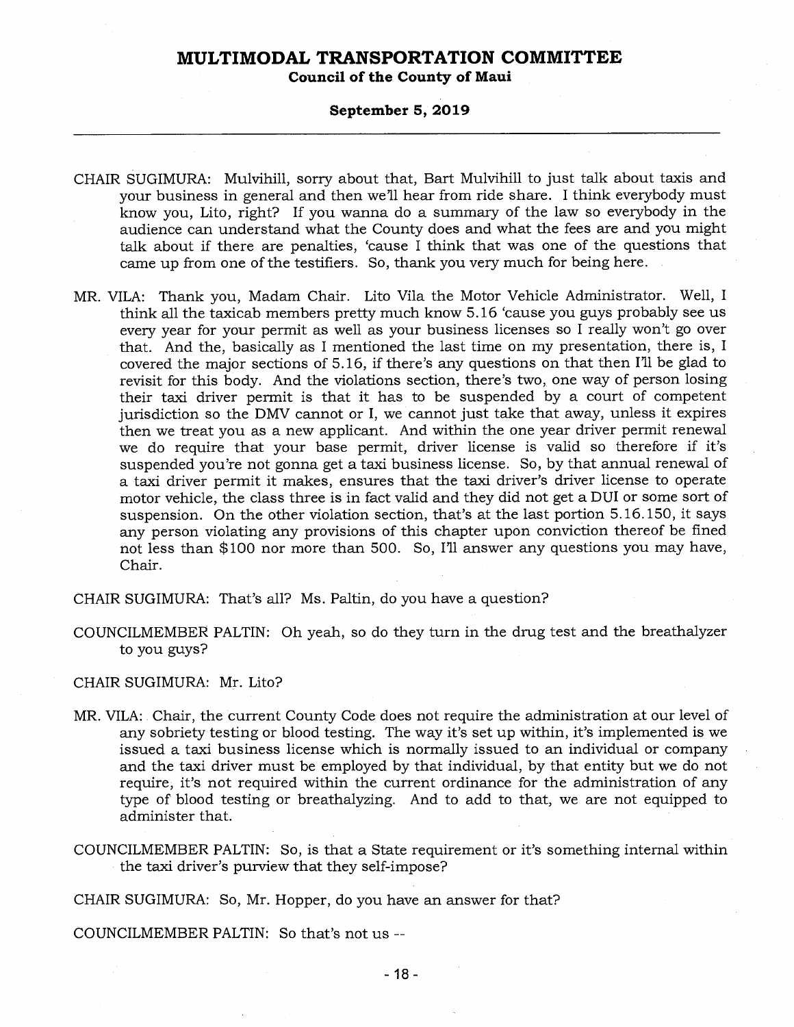CHAIR SUGIMURA: Mulvihill, sorry about that, Bart Mulvihill to just talk about taxis and your business in general and then we'll hear from ride share. I think everybody must know you, Lito, right? If you wanna do a summary of the law so everybody in the audience can understand what the County does and what the fees are and you might talk about if there are penalties, 'cause I think that was one of the questions that came up from one of the testifiers. So, thank you very much for being here.

MR. VILA: Thank you, Madam Chair. Lito Vila the Motor Vehicle Administrator. Well, I think all the taxicab members pretty much know 5.16 'cause you guys probably see us every year for your permit as well as your business licenses so I really won't go over that. And the, basically as I mentioned the last time on my presentation, there is, I covered the major sections of 5.16, if there's any questions on that then I'll be glad to revisit for this body. And the violations section, there's two, one way of person losing their taxi driver permit is that it has to be suspended by a court of competent jurisdiction so the DMV cannot or I, we cannot just take that away, unless it expires then we treat you as a new applicant. And within the one year driver permit renewal we do require that your base permit, driver license is valid so therefore if it's suspended you're not gonna get a taxi business license. So, by that annual renewal of a taxi driver permit it makes, ensures that the taxi driver's driver license to operate motor vehicle, the class three is in fact valid and they did not get a DUI or some sort of suspension. On the other violation section, that's at the last portion 5.16.150, it says any person violating any provisions of this chapter upon conviction thereof be fined not less than $100 nor more than 500. So, I'll answer any questions you may have, Chair.

CHAIR SUGIMURA: That's all? Ms. Paltin, do you have a question?

COUNCILMEMBER PALTIN: Oh yeah, so do they turn in the drug test and the breathalyzer to you guys?

CHAIR SUGIMURA: Mr. Lito?

MR. VILA: Chair, the current County Code does not require the administration at our level of any sobriety testing or blood testing. The way it's set up within, it's implemented is we issued a taxi business license which is normally issued to an individual or company and the taxi driver must be employed by that individual, by that entity but we do not require, it's not required within the current ordinance for the administration of any type of blood testing or breathalyzing. And to add to that, we are not equipped to administer that.

COUNCILMEMBER PALTIN: So, is that a State requirement or it's something internal within the taxi driver's purview that they self-impose?

CHAIR SUGIMURA: So, Mr. Hopper, do you have an answer for that?

COUNCILMEMBER PALTIN: So that's not us --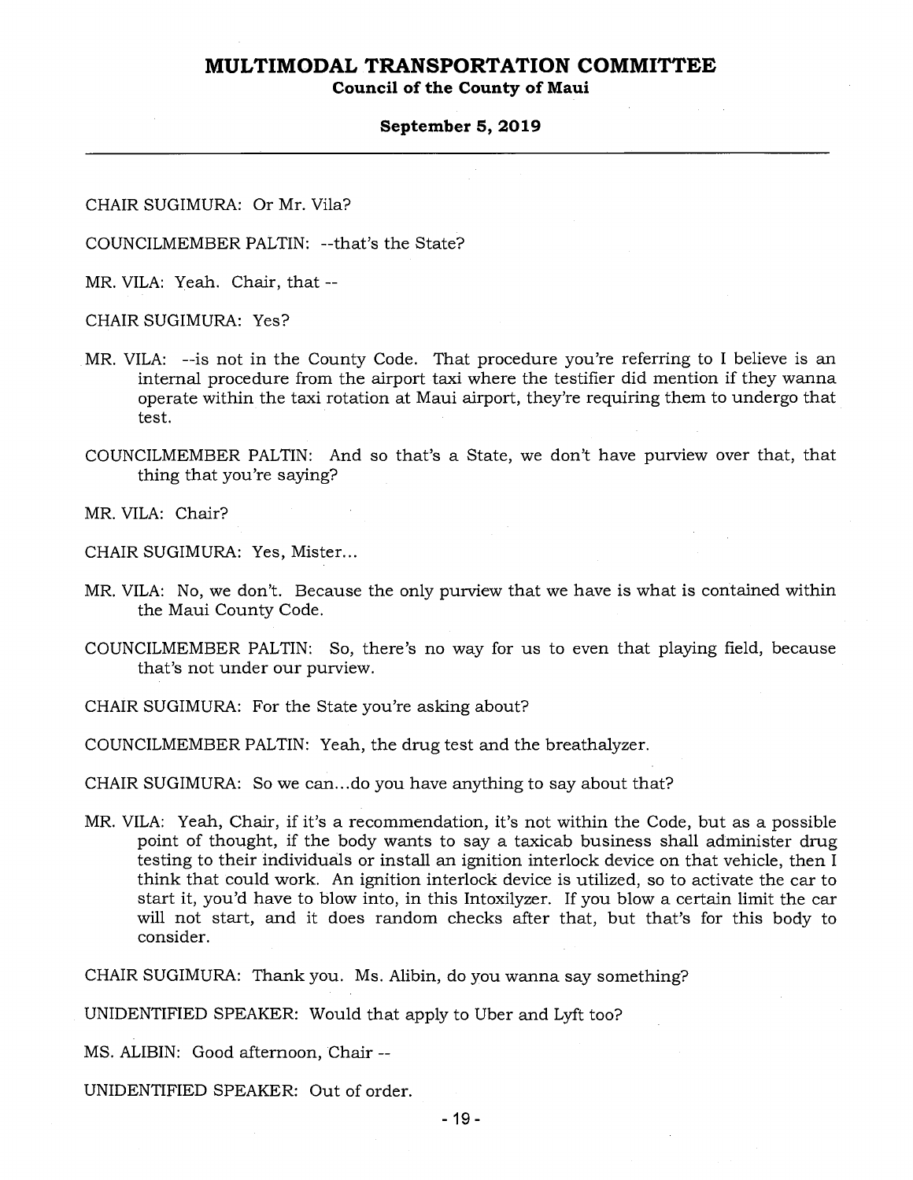CHAIR SUGIMURA: Or Mr. Vila?

COUNCILMEMBER PALTIN: --that's the State?

MR. VILA: Yeah. Chair, that --

CHAIR SUGIMURA: Yes?

MR. VILA: --is not in the County Code. That procedure you're referring to I believe is an internal procedure from the airport taxi where the testifier did mention if they wanna operate within the taxi rotation at Maui airport, they're requiring them to undergo that test.

COUNCILMEMBER PALTIN: And so that's a State, we don't have purview over that, that thing that you're saying?

MR. VILA: Chair?

CHAIR SUGIMURA: Yes, Mister...

MR. VILA: No, we don't. Because the only purview that we have is what is contained within the Maui County Code.

COUNCILMEMBER PALTIN: So, there's no way for us to even that playing field, because that's not under our purview.

CHAIR SUGIMURA: For the State you're asking about?

COUNCILMEMBER PALTIN: Yeah, the drug test and the breathalyzer.

CHAIR SUGIMURA: So we can...do you have anything to say about that?

MR. VILA: Yeah, Chair, if it's a recommendation, it's not within the Code, but as a possible point of thought, if the body wants to say a taxicab business shall administer drug testing to their individuals or install an ignition interlock device on that vehicle, then I think that could work. An ignition interlock device is utilized, so to activate the car to start it, you'd have to blow into, in this Intoxilyzer. If you blow a certain limit the car will not start, and it does random checks after that, but that's for this body to consider.

CHAIR SUGIMURA: Thank you. Ms. Alibin, do you wanna say something?

UNIDENTIFIED SPEAKER: Would that apply to Uber and Lyft too?

MS. ALIBIN: Good afternoon, Chair --

UNIDENTIFIED SPEAKER: Out of order.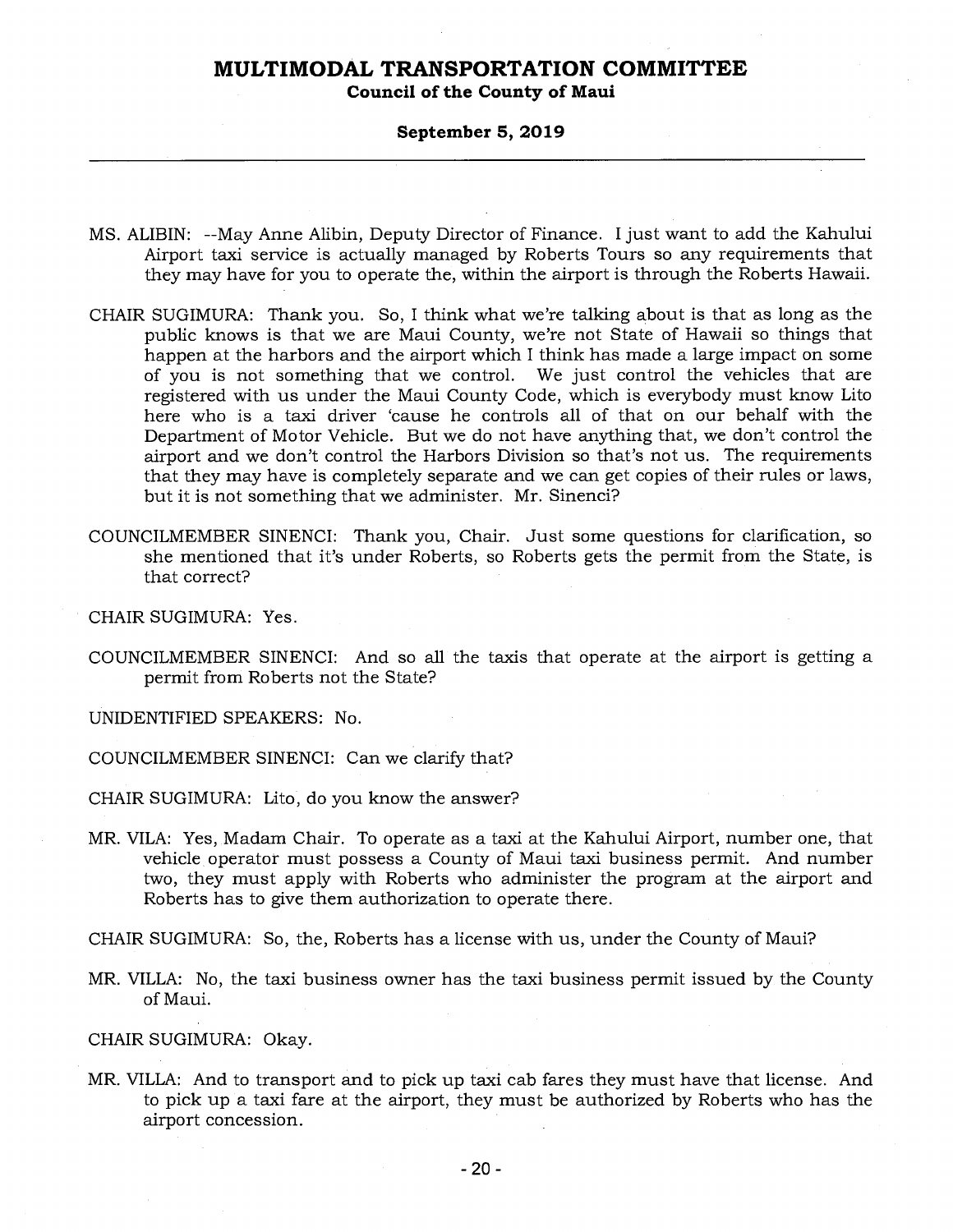MS. ALIBIN: --May Anne Alibin, Deputy Director of Finance. I just want to add the Kahului Airport taxi service is actually managed by Roberts Tours so any requirements that they may have for you to operate the, within the airport is through the Roberts Hawaii.

CHAIR SUGIMURA: Thank you. So, I think what we're talking about is that as long as the public knows is that we are Maui County, we're not State of Hawaii so things that happen at the harbors and the airport which I think has made a large impact on some of you is not something that we control. We just control the vehicles that are registered with us under the Maui County Code, which is everybody must know Lito here who is a taxi driver 'cause he controls all of that on our behalf with the Department of Motor Vehicle. But we do not have anything that, we don't control the airport and we don't control the Harbors Division so that's not us. The requirements that they may have is completely separate and we can get copies of their rules or laws, but it is not something that we administer. Mr. Sinenci?

COUNCILMEMBER SINENCI: Thank you, Chair. Just some questions for clarification, so she mentioned that it's under Roberts, so Roberts gets the permit from the State, is that correct?

CHAIR SUGIMURA: Yes.

COUNCILMEMBER SINENCI: And so all the taxis that operate at the airport is getting a permit from Roberts not the State?

UNIDENTIFIED SPEAKERS: No.

COUNCILMEMBER SINENCI: Can we clarify that?

CHAIR SUGIMURA: Lito, do you know the answer?

MR. VILA: Yes, Madam Chair. To operate as a taxi at the Kahului Airport, number one, that vehicle operator must possess a County of Maui taxi business permit. And number two, they must apply with Roberts who administer the program at the airport and Roberts has to give them authorization to operate there.

CHAIR SUGIMURA: So, the, Roberts has a license with us, under the County of Maui?

MR. VILLA: No, the taxi business owner has the taxi business permit issued by the County of Maui.

CHAIR SUGIMURA: Okay.

MR. VILLA: And to transport and to pick up taxi cab fares they must have that license. And to pick up a taxi fare at the airport, they must be authorized by Roberts who has the airport concession.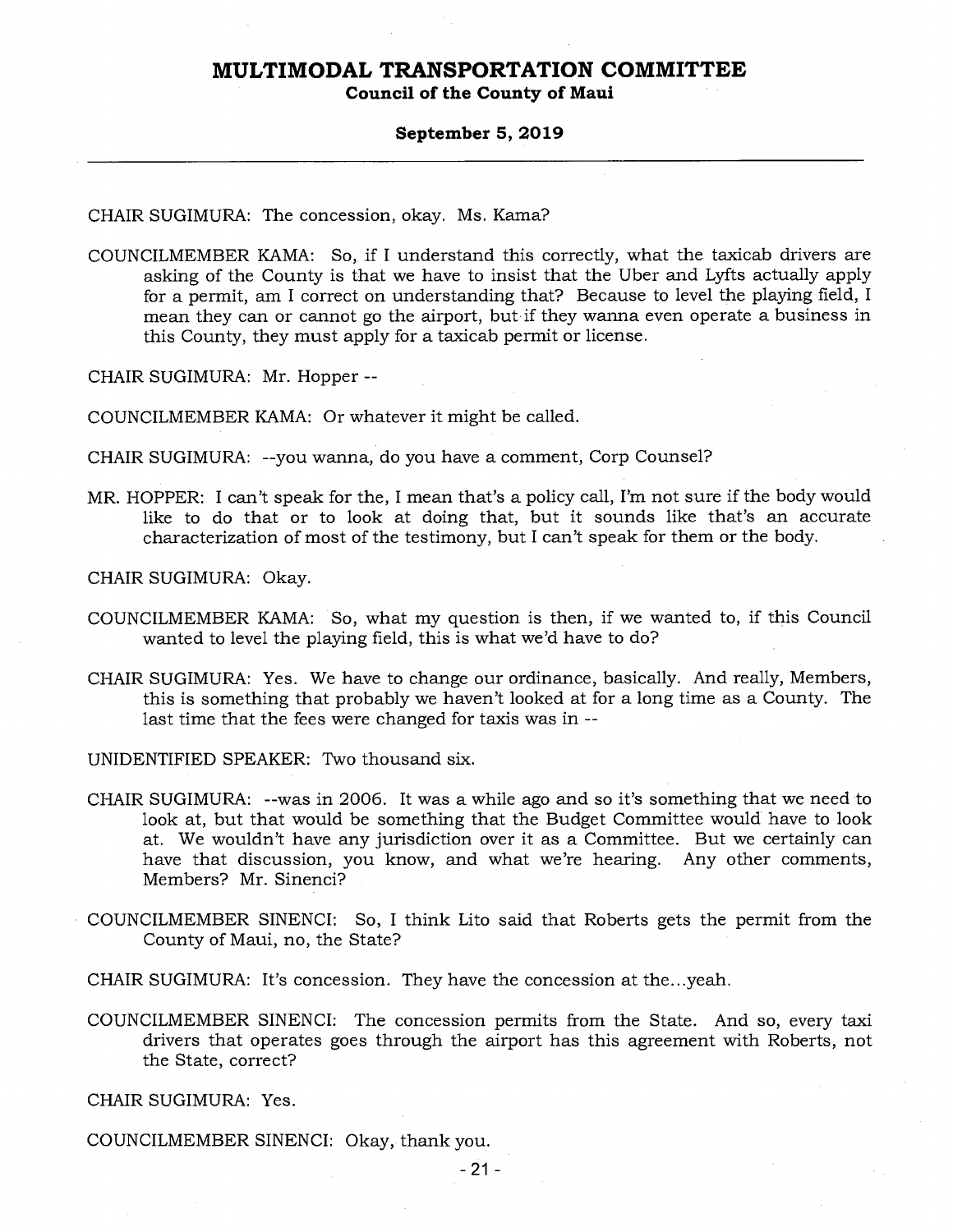CHAIR SUGIMURA: The concession, okay. Ms. Kama?

COUNCILMEMBER KAMA: So, if I understand this correctly, what the taxicab drivers are asking of the County is that we have to insist that the Uber and Lyfts actually apply for a permit, am I correct on understanding that? Because to level the playing field, I mean they can or cannot go the airport, but if they wanna even operate a business in this County, they must apply for a taxicab permit or license.

CHAIR SUGIMURA: Mr. Hopper --

COUNCILMEMBER KAMA: Or whatever it might be called.

CHAIR SUGIMURA: --you wanna, do you have a comment, Corp Counsel?

MR. HOPPER: I can't speak for the, I mean that's a policy call, I'm not sure if the body would like to do that or to look at doing that, but it sounds like that's an accurate characterization of most of the testimony, but I can't speak for them or the body.

CHAIR SUGIMURA: Okay.

COUNCILMEMBER KAMA: So, what my question is then, if we wanted to, if this Council wanted to level the playing field, this is what we'd have to do?

CHAIR SUGIMURA: Yes. We have to change our ordinance, basically. And really, Members, this is something that probably we haven't looked at for a long time as a County. The last time that the fees were changed for taxis was in --

UNIDENTIFIED SPEAKER: Two thousand six.

CHAIR SUGIMURA: --was in 2006. It was a while ago and so it's something that we need to look at, but that would be something that the Budget Committee would have to look at. We wouldn't have any jurisdiction over it as a Committee. But we certainly can have that discussion, you know, and what we're hearing. Any other comments, Members? Mr. Sinenci?

COUNCILMEMBER SINENCI: So, I think Lito said that Roberts gets the permit from the County of Maui, no, the State?

CHAIR SUGIMURA: It's concession. They have the concession at the...yeah.

COUNCILMEMBER SINENCI: The concession permits from the State. And so, every taxi drivers that operates goes through the airport has this agreement with Roberts, not the State, correct?

CHAIR SUGIMURA: Yes.

COUNCILMEMBER SINENCI: Okay, thank you.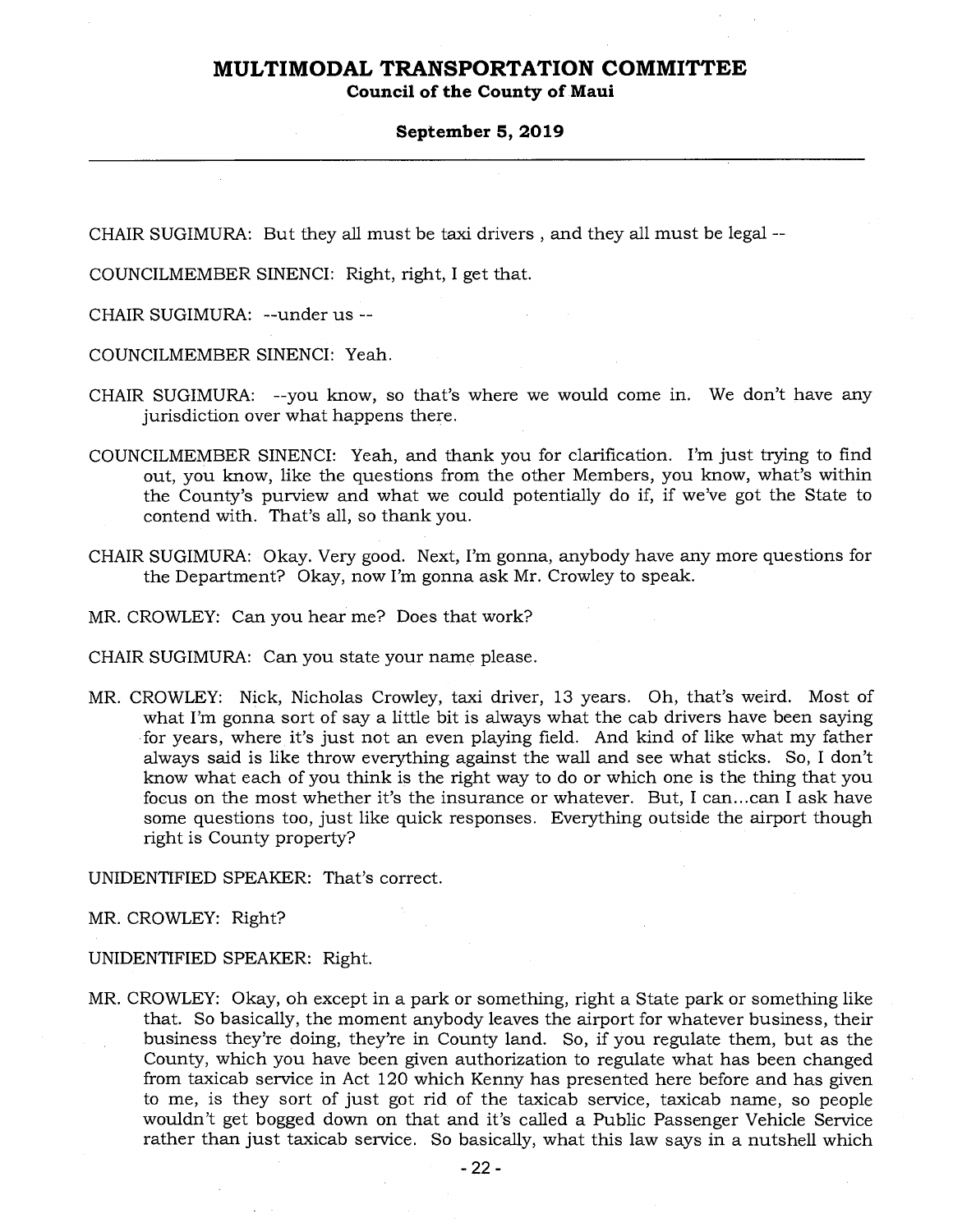CHAIR SUGIMURA: But they all must be taxi drivers , and they all must be legal --

COUNCILMEMBER SINENCI: Right, right, I get that.

CHAIR SUGIMURA: --under us --

COUNCILMEMBER SINENCI: Yeah.

CHAIR SUGIMURA: --you know, so that's where we would come in. We don't have any jurisdiction over what happens there.

COUNCILMEMBER SINENCI: Yeah, and thank you for clarification. I'm just trying to find out, you know, like the questions from the other Members, you know, what's within the County's purview and what we could potentially do if, if we've got the State to contend with. That's all, so thank you.

CHAIR SUGIMURA: Okay. Very good. Next, I'm gonna, anybody have any more questions for the Department? Okay, now I'm gonna ask Mr. Crowley to speak.

MR. CROWLEY: Can you hear me? Does that work?

CHAIR SUGIMURA: Can you state your name please.

MR. CROWLEY: Nick, Nicholas Crowley, taxi driver, 13 years. Oh, that's weird. Most of what I'm gonna sort of say a little bit is always what the cab drivers have been saying for years, where it's just not an even playing field. And kind of like what my father always said is like throw everything against the wall and see what sticks. So, I don't know what each of you think is the right way to do or which one is the thing that you focus on the most whether it's the insurance or whatever. But, I can...can I ask have some questions too, just like quick responses. Everything outside the airport though right is County property?

UNIDENTIFIED SPEAKER: That's correct.

MR. CROWLEY: Right?

UNIDENTIFIED SPEAKER: Right.

MR. CROWLEY: Okay, oh except in a park or something, right a State park or something like that. So basically, the moment anybody leaves the airport for whatever business, their business they're doing, they're in County land. So, if you regulate them, but as the County, which you have been given authorization to regulate what has been changed from taxicab service in Act 120 which Kenny has presented here before and has given to me, is they sort of just got rid of the taxicab service, taxicab name, so people wouldn't get bogged down on that and it's called a Public Passenger Vehicle Service rather than just taxicab service. So basically, what this law says in a nutshell which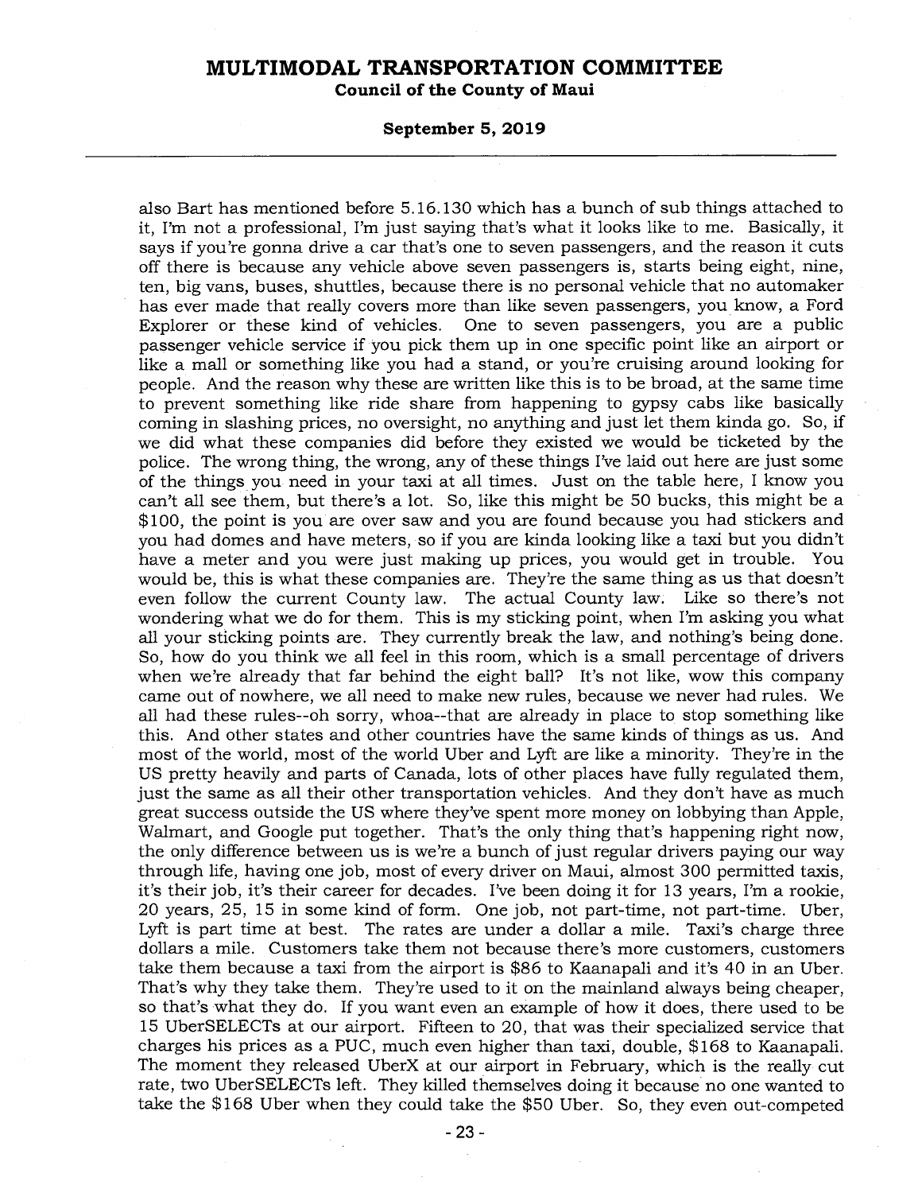also Bart has mentioned before 5.16.130 which has a bunch of sub things attached to it, I'm not a professional, I'm just saying that's what it looks like to me. Basically, it says if you're gonna drive a car that's one to seven passengers, and the reason it cuts off there is because any vehicle above seven passengers is, starts being eight, nine, ten, big vans, buses, shuttles, because there is no personal vehicle that no automaker has ever made that really covers more than like seven passengers, you know, a Ford Explorer or these kind of vehicles. One to seven passengers, you are a public passenger vehicle service if you pick them up in one specific point like an airport or like a mall or something like you had a stand, or you're cruising around looking for people. And the reason why these are written like this is to be broad, at the same time to prevent something like ride share from happening to gypsy cabs like basically coming in slashing prices, no oversight, no anything and just let them kinda go. So, if we did what these companies did before they existed we would be ticketed by the police. The wrong thing, the wrong, any of these things I've laid out here are just some of the things you need in your taxi at all times. Just on the table here, I know you can't all see them, but there's a lot. So, like this might be 50 bucks, this might be a $100, the point is you are over saw and you are found because you had stickers and you had domes and have meters, so if you are kinda looking like a taxi but you didn't have a meter and you were just making up prices, you would get in trouble. You would be, this is what these companies are. They're the same thing as us that doesn't even follow the current County law. The actual County law. Like so there's not wondering what we do for them. This is my sticking point, when I'm asking you what all your sticking points are. They currently break the law, and nothing's being done. So, how do you think we all feel in this room, which is a small percentage of drivers when we're already that far behind the eight ball? It's not like, wow this company came out of nowhere, we all need to make new rules, because we never had rules. We all had these rules--oh sorry, whoa--that are already in place to stop something like this. And other states and other countries have the same kinds of things as us. And most of the world, most of the world Uber and Lyft are like a minority. They're in the US pretty heavily and parts of Canada, lots of other places have fully regulated them, just the same as all their other transportation vehicles. And they don't have as much great success outside the US where they've spent more money on lobbying than Apple, Walmart, and Google put together. That's the only thing that's happening right now, the only difference between us is we're a bunch of just regular drivers paying our way through life, having one job, most of every driver on Maui, almost 300 permitted taxis, it's their job, it's their career for decades. I've been doing it for 13 years, I'm a rookie, 20 years, 25, 15 in some kind of form. One job, not part-time, not part-time. Uber, Lyft is part time at best. The rates are under a dollar a mile. Taxi's charge three dollars a mile. Customers take them not because there's more customers, customers take them because a taxi from the airport is $86 to Kaanapali and it's 40 in an Uber. That's why they take them. They're used to it on the mainland always being cheaper, so that's what they do. If you want even an example of how it does, there used to be 15 UberSELECTs at our airport. Fifteen to 20, that was their specialized service that charges his prices as a PUC, much even higher than taxi, double, $168 to Kaanapali. The moment they released UberX at our airport in February, which is the really cut rate, two UberSELECTs left. They killed themselves doing it because no one wanted to take the $168 Uber when they could take the $50 Uber. So, they even out-competed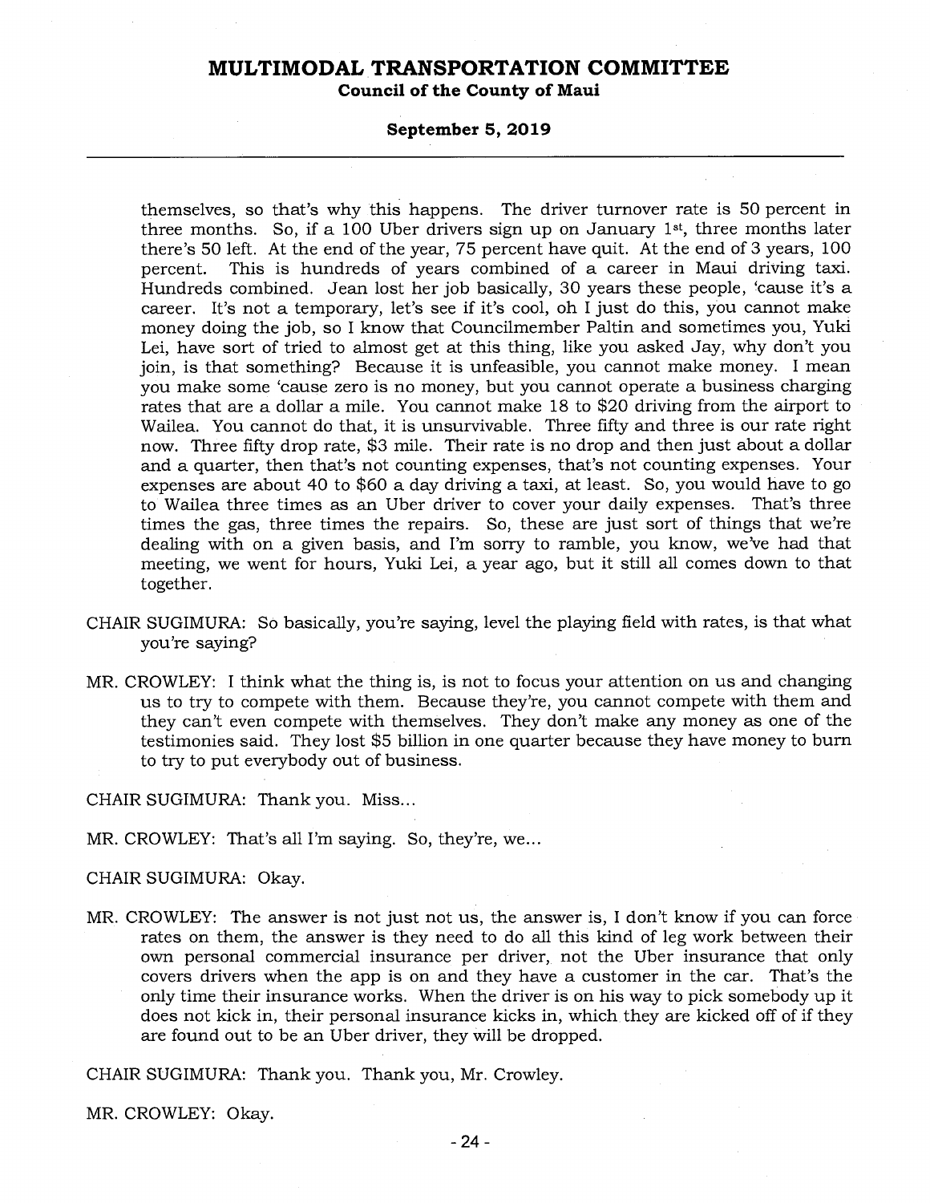themselves, so that's why this happens. The driver turnover rate is 50 percent in three months. So, if a 100 Uber drivers sign up on January 1st, three months later there's 50 left. At the end of the year, 75 percent have quit. At the end of 3 years, 100 percent. This is hundreds of years combined of a career in Maui driving taxi. Hundreds combined. Jean lost her job basically, 30 years these people, 'cause it's a career. It's not a temporary, let's see if it's cool, oh I just do this, you cannot make money doing the job, so I know that Councilmember Paltin and sometimes you, Yuki Lei, have sort of tried to almost get at this thing, like you asked Jay, why don't you join, is that something? Because it is unfeasible, you cannot make money. I mean you make some 'cause zero is no money, but you cannot operate a business charging rates that are a dollar a mile. You cannot make 18 to $20 driving from the airport to Wailea. You cannot do that, it is unsurvivable. Three fifty and three is our rate right now. Three fifty drop rate, $3 mile. Their rate is no drop and then just about a dollar and a quarter, then that's not counting expenses, that's not counting expenses. Your expenses are about 40 to $60 a day driving a taxi, at least. So, you would have to go to Wailea three times as an Uber driver to cover your daily expenses. That's three times the gas, three times the repairs. So, these are just sort of things that we're dealing with on a given basis, and I'm sorry to ramble, you know, we've had that meeting, we went for hours, Yuki Lei, a year ago, but it still all comes down to that together.

CHAIR SUGIMURA: So basically, you're saying, level the playing field with rates, is that what you're saying?

MR. CROWLEY: I think what the thing is, is not to focus your attention on us and changing us to try to compete with them. Because they're, you cannot compete with them and they can't even compete with themselves. They don't make any money as one of the testimonies said. They lost $5 billion in one quarter because they have money to burn to try to put everybody out of business.

CHAIR SUGIMURA: Thank you. Miss...

MR. CROWLEY: That's all I'm saying. So, they're, we...

CHAIR SUGIMURA: Okay.

MR. CROWLEY: The answer is not just not us, the answer is, I don't know if you can force rates on them, the answer is they need to do all this kind of leg work between their own personal commercial insurance per driver, not the Uber insurance that only covers drivers when the app is on and they have a customer in the car. That's the only time their insurance works. When the driver is on his way to pick somebody up it does not kick in, their personal insurance kicks in, which they are kicked off of if they are found out to be an Uber driver, they will be dropped.

CHAIR SUGIMURA: Thank you. Thank you, Mr. Crowley.

MR. CROWLEY: Okay.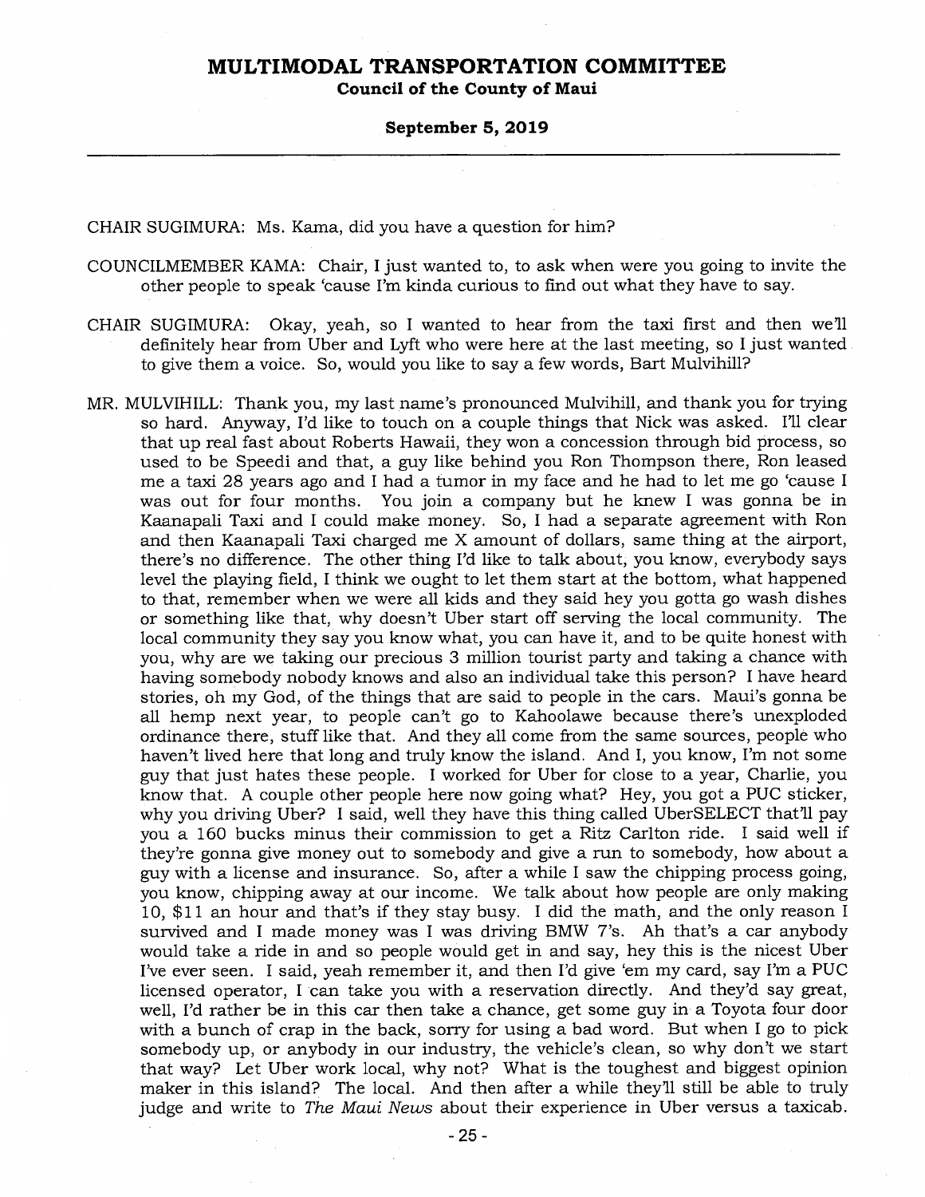CHAIR SUGIMURA: Ms. Kama, did you have a question for him?

COUNCILMEMBER KAMA: Chair, I just wanted to, to ask when were you going to invite the other people to speak 'cause I'm kinda curious to find out what they have to say.

CHAIR SUGIMURA: Okay, yeah, so I wanted to hear from the taxi first and then we'll definitely hear from Uber and Lyft who were here at the last meeting, so I just wanted to give them a voice. So, would you like to say a few words, Bart Mulvihill?

MR. MULVIHILL: Thank you, my last name's pronounced Mulvihill, and thank you for trying so hard. Anyway, I'd like to touch on a couple things that Nick was asked. I'll clear that up real fast about Roberts Hawaii, they won a concession through bid process, so used to be Speedi and that, a guy like behind you Ron Thompson there, Ron leased me a taxi 28 years ago and I had a tumor in my face and he had to let me go 'cause I was out for four months. You join a company but he knew I was gonna be in Kaanapali Taxi and I could make money. So, I had a separate agreement with Ron and then Kaanapali Taxi charged me X amount of dollars, same thing at the airport, there's no difference. The other thing I'd like to talk about, you know, everybody says level the playing field, I think we ought to let them start at the bottom, what happened to that, remember when we were all kids and they said hey you gotta go wash dishes or something like that, why doesn't Uber start off serving the local community. The local community they say you know what, you can have it, and to be quite honest with you, why are we taking our precious 3 million tourist party and taking a chance with having somebody nobody knows and also an individual take this person? I have heard stories, oh my God, of the things that are said to people in the cars. Maui's gonna be all hemp next year, to people can't go to Kahoolawe because there's unexploded ordinance there, stuff like that. And they all come from the same sources, people who haven't lived here that long and truly know the island. And I, you know, I'm not some guy that just hates these people. I worked for Uber for close to a year, Charlie, you know that. A couple other people here now going what? Hey, you got a PUC sticker, why you driving Uber? I said, well they have this thing called UberSELECT that'll pay you a 160 bucks minus their commission to get a Ritz Carlton ride. I said well if they're gonna give money out to somebody and give a run to somebody, how about a guy with a license and insurance. So, after a while I saw the chipping process going, you know, chipping away at our income. We talk about how people are only making 10, $11 an hour and that's if they stay busy. I did the math, and the only reason I survived and I made money was I was driving BMW 7's. Ah that's a car anybody would take a ride in and so people would get in and say, hey this is the nicest Uber I've ever seen. I said, yeah remember it, and then I'd give 'em my card, say I'm a PUC licensed operator, I can take you with a reservation directly. And they'd say great, well, I'd rather be in this car then take a chance, get some guy in a Toyota four door with a bunch of crap in the back, sorry for using a bad word. But when I go to pick somebody up, or anybody in our industry, the vehicle's clean, so why don't we start that way? Let Uber work local, why not? What is the toughest and biggest opinion maker in this island? The local. And then after a while they'll still be able to truly judge and write to *The Maui News* about their experience in Uber versus a taxicab.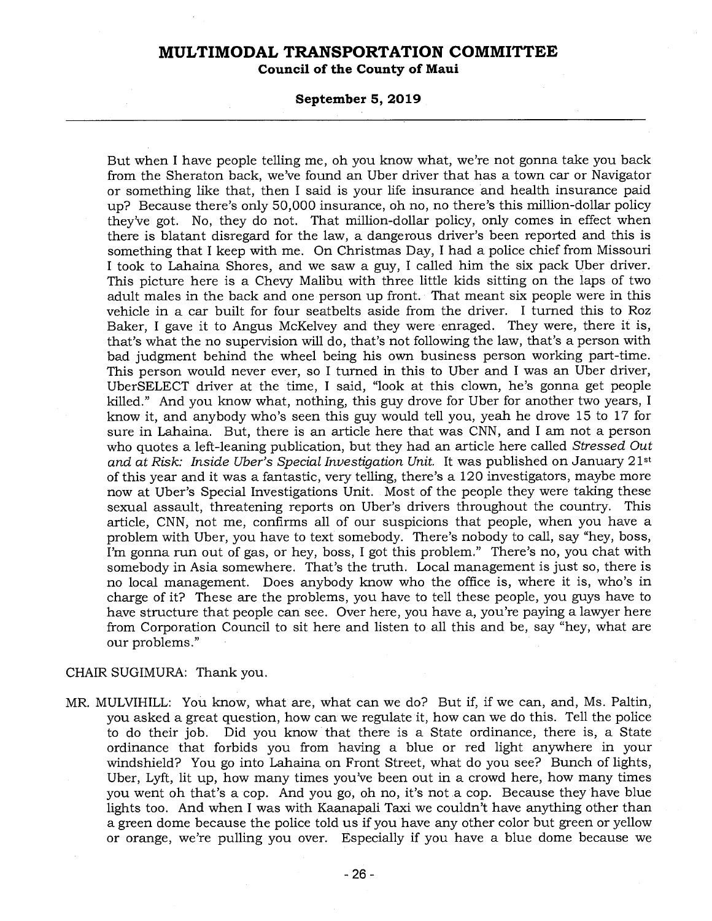But when I have people telling me, oh you know what, we're not gonna take you back from the Sheraton back, we've found an Uber driver that has a town car or Navigator or something like that, then I said is your life insurance and health insurance paid up? Because there's only 50,000 insurance, oh no, no there's this million-dollar policy they've got. No, they do not. That million-dollar policy, only comes in effect when there is blatant disregard for the law, a dangerous driver's been reported and this is something that I keep with me. On Christmas Day, I had a police chief from Missouri I took to Lahaina Shores, and we saw a guy, I called him the six pack Uber driver. This picture here is a Chevy Malibu with three little kids sitting on the laps of two adult males in the back and one person up front. That meant six people were in this vehicle in a car built for four seatbelts aside from the driver. I turned this to Roz Baker, I gave it to Angus McKelvey and they were enraged. They were, there it is, that's what the no supervision will do, that's not following the law, that's a person with bad judgment behind the wheel being his own business person working part-time. This person would never ever, so I turned in this to Uber and I was an Uber driver, UberSELECT driver at the time, I said, "look at this clown, he's gonna get people killed." And you know what, nothing, this guy drove for Uber for another two years, I know it, and anybody who's seen this guy would tell you, yeah he drove 15 to 17 for sure in Lahaina. But, there is an article here that was CNN, and I am not a person who quotes a left-leaning publication, but they had an article here called *Stressed Out and at Risk: Inside Uber's Special Investigation Unit.* It was published on January 21st of this year and it was a fantastic, very telling, there's a 120 investigators, maybe more now at Uber's Special Investigations Unit. Most of the people they were taking these sexual assault, threatening reports on Uber's drivers throughout the country. This article, CNN, not me, confirms all of our suspicions that people, when you have a problem with Uber, you have to text somebody. There's nobody to call, say "hey, boss, I'm gonna run out of gas, or hey, boss, I got this problem." There's no, you chat with somebody in Asia somewhere. That's the truth. Local management is just so, there is no local management. Does anybody know who the office is, where it is, who's in charge of it? These are the problems, you have to tell these people, you guys have to have structure that people can see. Over here, you have a, you're paying a lawyer here from Corporation Council to sit here and listen to all this and be, say "hey, what are our problems."

CHAIR SUGIMURA: Thank you.

MR. MULVIHILL: You know, what are, what can we do? But if, if we can, and, Ms. Paltin, you asked a great question, how can we regulate it, how can we do this. Tell the police to do their job. Did you know that there is a State ordinance, there is, a State ordinance that forbids you from having a blue or red light anywhere in your windshield? You go into Lahaina on Front Street, what do you see? Bunch of lights, Uber, Lyft, lit up, how many times you've been out in a crowd here, how many times you went oh that's a cop. And you go, oh no, it's not a cop. Because they have blue lights too. And when I was with Kaanapali Taxi we couldn't have anything other than a green dome because the police told us if you have any other color but green or yellow or orange, we're pulling you over. Especially if you have a blue dome because we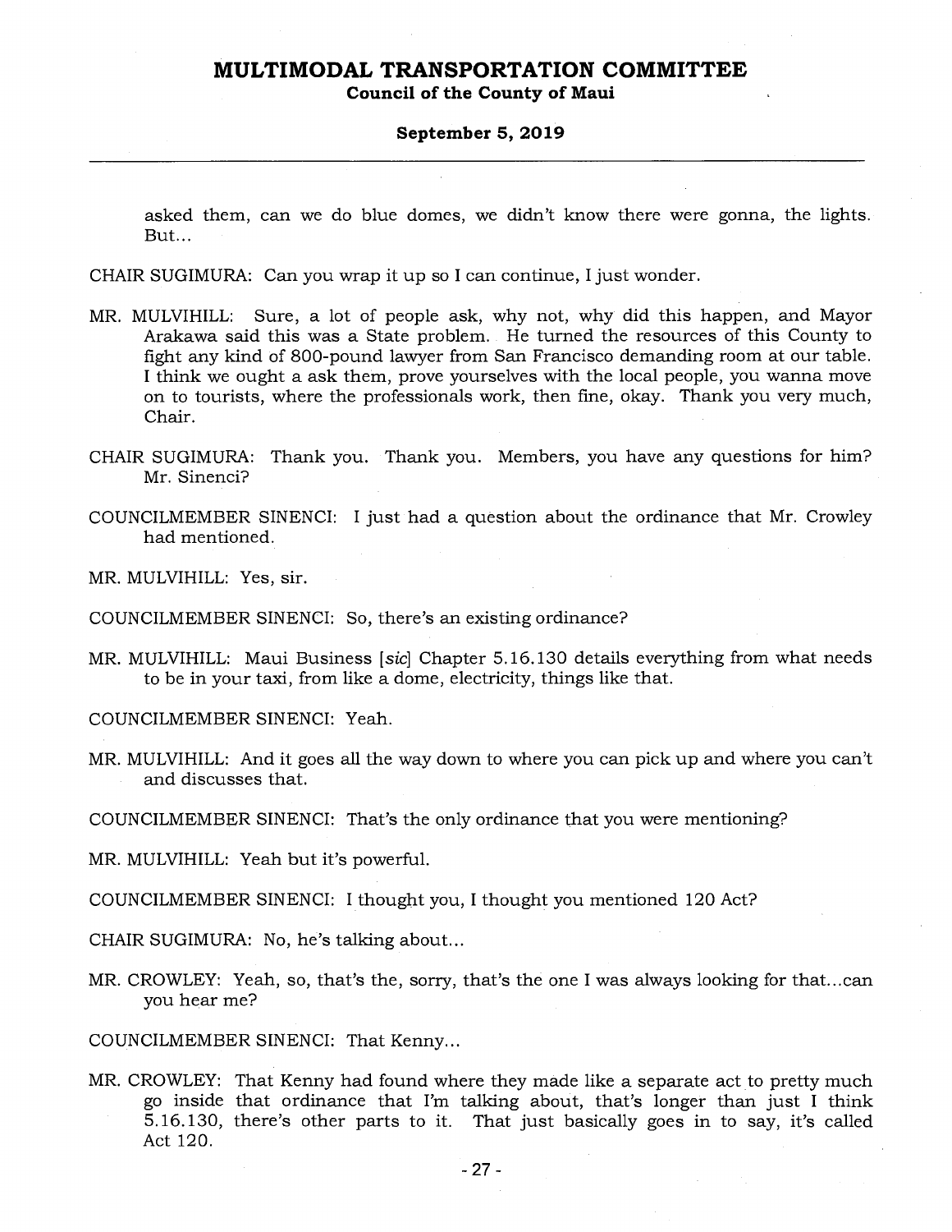asked them, can we do blue domes, we didn't know there were gonna, the lights. But...

CHAIR SUGIMURA: Can you wrap it up so I can continue, I just wonder.

MR. MULVIHILL: Sure, a lot of people ask, why not, why did this happen, and Mayor Arakawa said this was a State problem. He turned the resources of this County to fight any kind of 800-pound lawyer from San Francisco demanding room at our table. I think we ought a ask them, prove yourselves with the local people, you wanna move on to tourists, where the professionals work, then fine, okay. Thank you very much, Chair.

CHAIR SUGIMURA: Thank you. Thank you. Members, you have any questions for him? Mr. Sinenci?

COUNCILMEMBER SINENCI: I just had a question about the ordinance that Mr. Crowley had mentioned.

MR. MULVIHILL: Yes, sir.

COUNCILMEMBER SINENCI: So, there's an existing ordinance?

MR. MULVIHILL: Maui Business [*sic*] Chapter 5.16.130 details everything from what needs to be in your taxi, from like a dome, electricity, things like that.

COUNCILMEMBER SINENCI: Yeah.

MR. MULVIHILL: And it goes all the way down to where you can pick up and where you can't and discusses that.

COUNCILMEMBER SINENCI: That's the only ordinance that you were mentioning?

MR. MULVIHILL: Yeah but it's powerful.

COUNCILMEMBER SINENCI: I thought you, I thought you mentioned 120 Act?

CHAIR SUGIMURA: No, he's talking about...

MR. CROWLEY: Yeah, so, that's the, sorry, that's the one I was always looking for that...can you hear me?

COUNCILMEMBER SINENCI: That Kenny...

MR. CROWLEY: That Kenny had found where they made like a separate act to pretty much go inside that ordinance that I'm talking about, that's longer than just I think 5.16.130, there's other parts to it. That just basically goes in to say, it's called Act 120.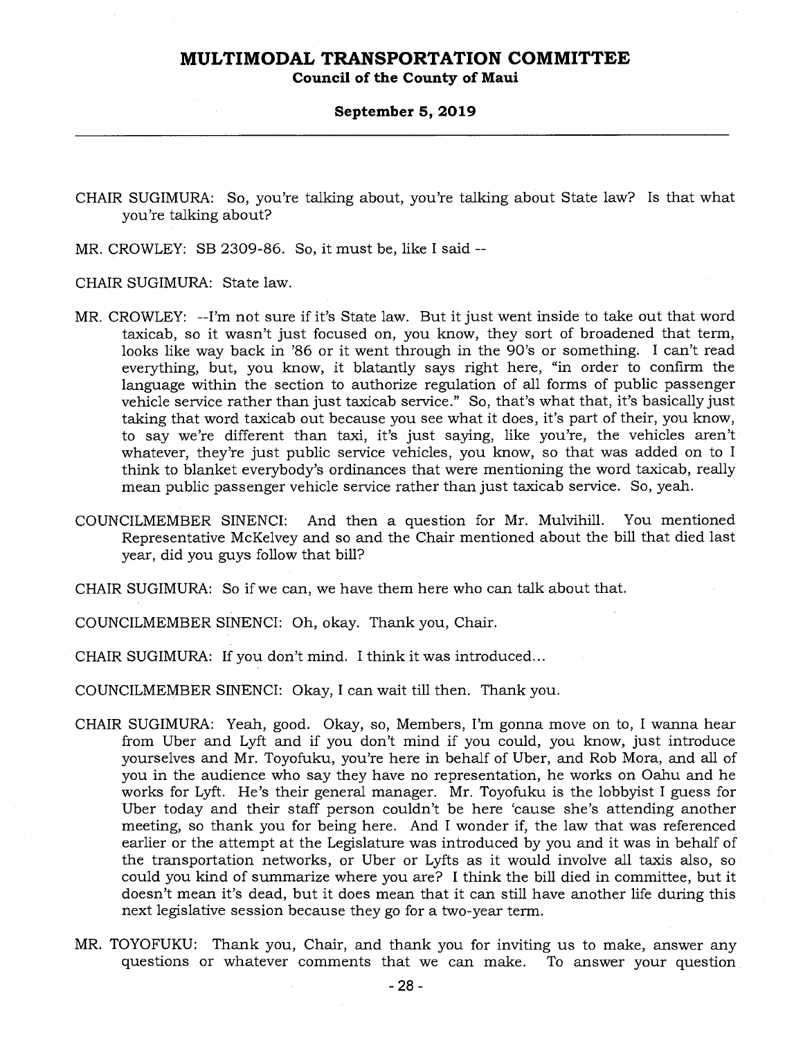CHAIR SUGIMURA: So, you're talking about, you're talking about State law? Is that what you're talking about?

MR. CROWLEY: SB 2309-86. So, it must be, like I said --

CHAIR SUGIMURA: State law.

MR. CROWLEY: --I'm not sure if it's State law. But it just went inside to take out that word taxicab, so it wasn't just focused on, you know, they sort of broadened that term, looks like way back in '86 or it went through in the 90's or something. I can't read everything, but, you know, it blatantly says right here, "in order to confirm the language within the section to authorize regulation of all forms of public passenger vehicle service rather than just taxicab service." So, that's what that, it's basically just taking that word taxicab out because you see what it does, it's part of their, you know, to say we're different than taxi, it's just saying, like you're, the vehicles aren't whatever, they're just public service vehicles, you know, so that was added on to I think to blanket everybody's ordinances that were mentioning the word taxicab, really mean public passenger vehicle service rather than just taxicab service. So, yeah.

COUNCILMEMBER SINENCI: And then a question for Mr. Mulvihill. You mentioned Representative McKelvey and so and the Chair mentioned about the bill that died last year, did you guys follow that bill?

CHAIR SUGIMURA: So if we can, we have them here who can talk about that.

COUNCILMEMBER SINENCI: Oh, okay. Thank you, Chair.

CHAIR SUGIMURA: If you don't mind. I think it was introduced...

COUNCILMEMBER SINENCI: Okay, I can wait till then. Thank you.

CHAIR SUGIMURA: Yeah, good. Okay, so, Members, I'm gonna move on to, I wanna hear from Uber and Lyft and if you don't mind if you could, you know, just introduce yourselves and Mr. Toyofuku, you're here in behalf of Uber, and Rob Mora, and all of you in the audience who say they have no representation, he works on Oahu and he works for Lyft. He's their general manager. Mr. Toyofuku is the lobbyist I guess for Uber today and their staff person couldn't be here 'cause she's attending another meeting, so thank you for being here. And I wonder if, the law that was referenced earlier or the attempt at the Legislature was introduced by you and it was in behalf of the transportation networks, or Uber or Lyfts as it would involve all taxis also, so could you kind of summarize where you are? I think the bill died in committee, but it doesn't mean it's dead, but it does mean that it can still have another life during this next legislative session because they go for a two-year term.

MR. TOYOFUKU: Thank you, Chair, and thank you for inviting us to make, answer any questions or whatever comments that we can make. To answer your question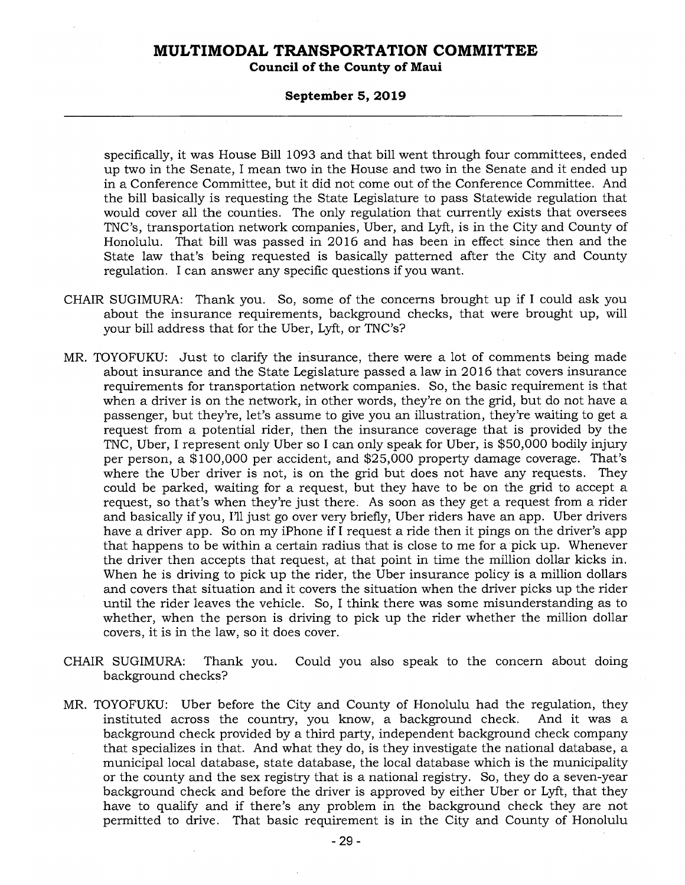specifically, it was House Bill 1093 and that bill went through four committees, ended up two in the Senate, I mean two in the House and two in the Senate and it ended up in a Conference Committee, but it did not come out of the Conference Committee. And the bill basically is requesting the State Legislature to pass Statewide regulation that would cover all the counties. The only regulation that currently exists that oversees TNC's, transportation network companies, Uber, and Lyft, is in the City and County of Honolulu. That bill was passed in 2016 and has been in effect since then and the State law that's being requested is basically patterned after the City and County regulation. I can answer any specific questions if you want.

CHAIR SUGIMURA: Thank you. So, some of the concerns brought up if I could ask you about the insurance requirements, background checks, that were brought up, will your bill address that for the Uber, Lyft, or TNC's?

MR. TOYOFUKU: Just to clarify the insurance, there were a lot of comments being made about insurance and the State Legislature passed a law in 2016 that covers insurance requirements for transportation network companies. So, the basic requirement is that when a driver is on the network, in other words, they're on the grid, but do not have a passenger, but they're, let's assume to give you an illustration, they're waiting to get a request from a potential rider, then the insurance coverage that is provided by the TNC, Uber, I represent only Uber so I can only speak for Uber, is $50,000 bodily injury per person, a $100,000 per accident, and $25,000 property damage coverage. That's where the Uber driver is not, is on the grid but does not have any requests. They could be parked, waiting for a request, but they have to be on the grid to accept a request, so that's when they're just there. As soon as they get a request from a rider and basically if you, I'll just go over very briefly, Uber riders have an app. Uber drivers have a driver app. So on my iPhone if I request a ride then it pings on the driver's app that happens to be within a certain radius that is close to me for a pick up. Whenever the driver then accepts that request, at that point in time the million dollar kicks in. When he is driving to pick up the rider, the Uber insurance policy is a million dollars and covers that situation and it covers the situation when the driver picks up the rider until the rider leaves the vehicle. So, I think there was some misunderstanding as to whether, when the person is driving to pick up the rider whether the million dollar covers, it is in the law, so it does cover.

CHAIR SUGIMURA: Thank you. Could you also speak to the concern about doing background checks?

MR. TOYOFUKU: Uber before the City and County of Honolulu had the regulation, they instituted across the country, you know, a background check. And it was a background check provided by a third party, independent background check company that specializes in that. And what they do, is they investigate the national database, a municipal local database, state database, the local database which is the municipality or the county and the sex registry that is a national registry. So, they do a seven-year background check and before the driver is approved by either Uber or Lyft, that they have to qualify and if there's any problem in the background check they are not permitted to drive. That basic requirement is in the City and County of Honolulu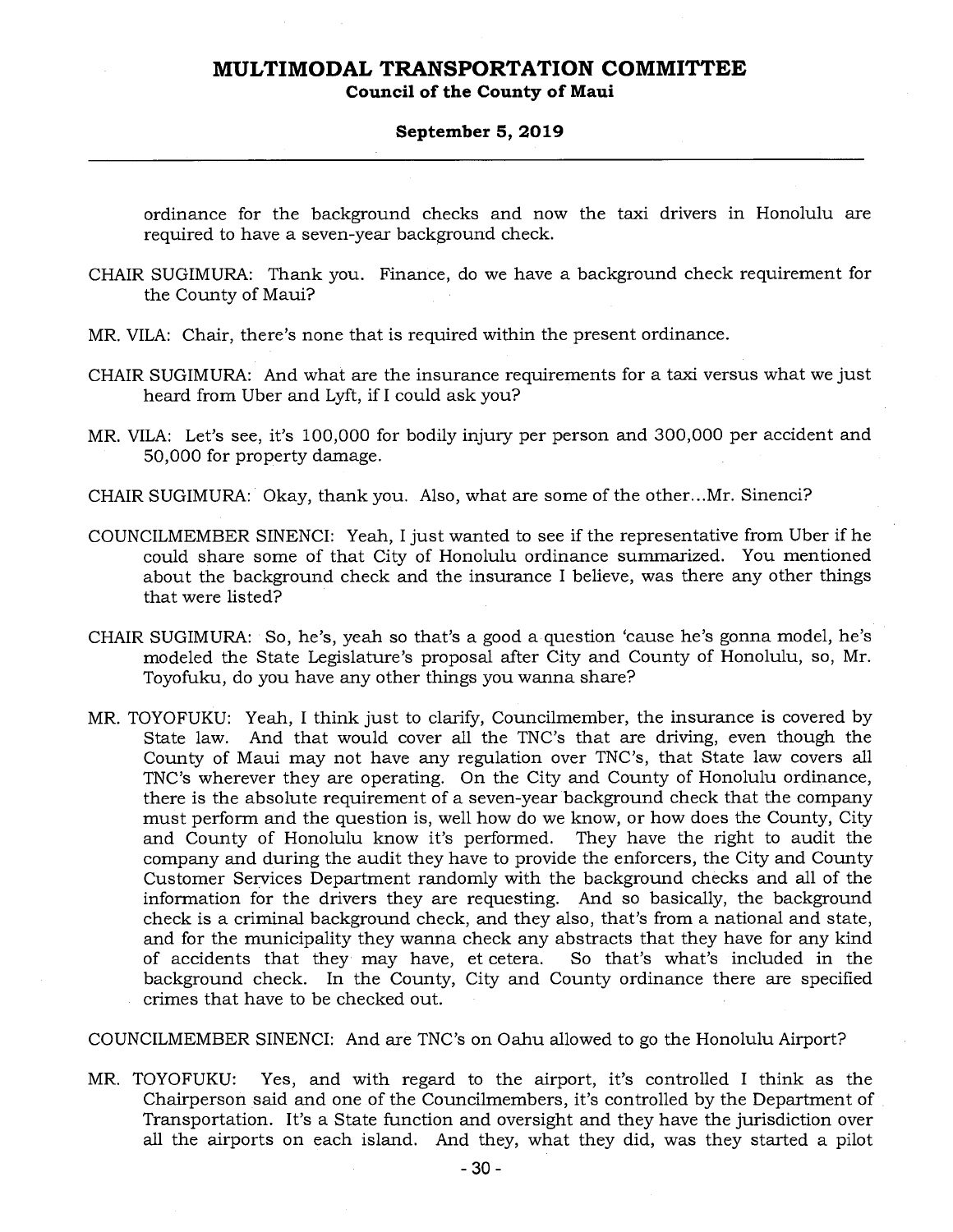ordinance for the background checks and now the taxi drivers in Honolulu are required to have a seven-year background check.

CHAIR SUGIMURA: Thank you. Finance, do we have a background check requirement for the County of Maui?

MR. VILA: Chair, there's none that is required within the present ordinance.

CHAIR SUGIMURA: And what are the insurance requirements for a taxi versus what we just heard from Uber and Lyft, if I could ask you?

MR. VILA: Let's see, it's 100,000 for bodily injury per person and 300,000 per accident and 50,000 for property damage.

CHAIR SUGIMURA: Okay, thank you. Also, what are some of the other...Mr. Sinenci?

COUNCILMEMBER SINENCI: Yeah, I just wanted to see if the representative from Uber if he could share some of that City of Honolulu ordinance summarized. You mentioned about the background check and the insurance I believe, was there any other things that were listed?

CHAIR SUGIMURA: So, he's, yeah so that's a good a question 'cause he's gonna model, he's modeled the State Legislature's proposal after City and County of Honolulu, so, Mr. Toyofuku, do you have any other things you wanna share?

MR. TOYOFUKU: Yeah, I think just to clarify, Councilmember, the insurance is covered by State law. And that would cover all the TNC's that are driving, even though the County of Maui may not have any regulation over TNC's, that State law covers all TNC's wherever they are operating. On the City and County of Honolulu ordinance, there is the absolute requirement of a seven-year background check that the company must perform and the question is, well how do we know, or how does the County, City and County of Honolulu know it's performed. They have the right to audit the company and during the audit they have to provide the enforcers, the City and County Customer Services Department randomly with the background checks and all of the information for the drivers they are requesting. And so basically, the background check is a criminal background check, and they also, that's from a national and state, and for the municipality they wanna check any abstracts that they have for any kind of accidents that they may have, et cetera. So that's what's included in the background check. In the County, City and County ordinance there are specified crimes that have to be checked out.

COUNCILMEMBER SINENCI: And are TNC's on Oahu allowed to go the Honolulu Airport?

MR. TOYOFUKU: Yes, and with regard to the airport, it's controlled I think as the Chairperson said and one of the Councilmembers, it's controlled by the Department of Transportation. It's a State function and oversight and they have the jurisdiction over all the airports on each island. And they, what they did, was they started a pilot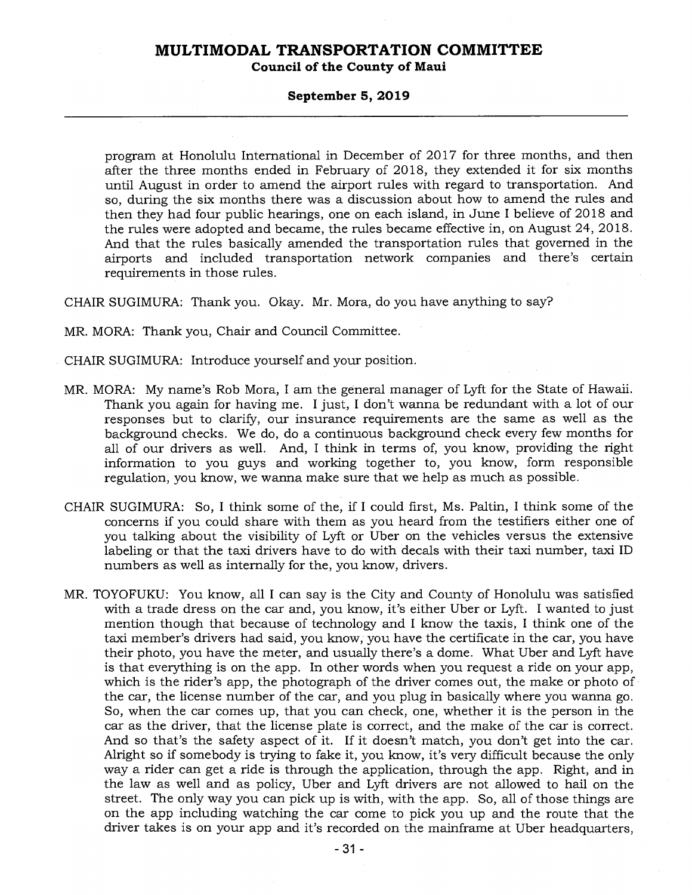program at Honolulu International in December of 2017 for three months, and then after the three months ended in February of 2018, they extended it for six months until August in order to amend the airport rules with regard to transportation. And so, during the six months there was a discussion about how to amend the rules and then they had four public hearings, one on each island, in June I believe of 2018 and the rules were adopted and became, the rules became effective in, on August 24, 2018. And that the rules basically amended the transportation rules that governed in the airports and included transportation network companies and there's certain requirements in those rules.

CHAIR SUGIMURA: Thank you. Okay. Mr. Mora, do you have anything to say?

MR. MORA: Thank you, Chair and Council Committee.

CHAIR SUGIMURA: Introduce yourself and your position.

MR. MORA: My name's Rob Mora, I am the general manager of Lyft for the State of Hawaii. Thank you again for having me. I just, I don't wanna be redundant with a lot of our responses but to clarify, our insurance requirements are the same as well as the background checks. We do, do a continuous background check every few months for all of our drivers as well. And, I think in terms of, you know, providing the right information to you guys and working together to, you know, form responsible regulation, you know, we wanna make sure that we help as much as possible.

CHAIR SUGIMURA: So, I think some of the, if I could first, Ms. Paltin, I think some of the concerns if you could share with them as you heard from the testifiers either one of you talking about the visibility of Lyft or Uber on the vehicles versus the extensive labeling or that the taxi drivers have to do with decals with their taxi number, taxi ID numbers as well as internally for the, you know, drivers.

MR. TOYOFUKU: You know, all I can say is the City and County of Honolulu was satisfied with a trade dress on the car and, you know, it's either Uber or Lyft. I wanted to just mention though that because of technology and I know the taxis, I think one of the taxi member's drivers had said, you know, you have the certificate in the car, you have their photo, you have the meter, and usually there's a dome. What Uber and Lyft have is that everything is on the app. In other words when you request a ride on your app, which is the rider's app, the photograph of the driver comes out, the make or photo of the car, the license number of the car, and you plug in basically where you wanna go. So, when the car comes up, that you can check, one, whether it is the person in the car as the driver, that the license plate is correct, and the make of the car is correct. And so that's the safety aspect of it. If it doesn't match, you don't get into the car. Alright so if somebody is trying to fake it, you know, it's very difficult because the only way a rider can get a ride is through the application, through the app. Right, and in the law as well and as policy, Uber and Lyft drivers are not allowed to hail on the street. The only way you can pick up is with, with the app. So, all of those things are on the app including watching the car come to pick you up and the route that the driver takes is on your app and it's recorded on the mainframe at Uber headquarters,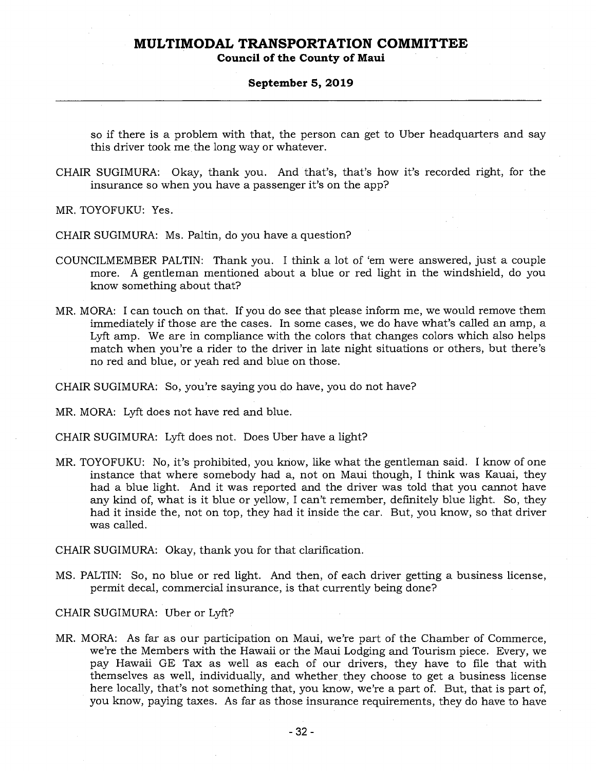so if there is a problem with that, the person can get to Uber headquarters and say this driver took me the long way or whatever.

CHAIR SUGIMURA: Okay, thank you. And that's, that's how it's recorded right, for the insurance so when you have a passenger it's on the app?

MR. TOYOFUKU: Yes.

CHAIR SUGIMURA: Ms. Paltin, do you have a question?

COUNCILMEMBER PALTIN: Thank you. I think a lot of 'em were answered, just a couple more. A gentleman mentioned about a blue or red light in the windshield, do you know something about that?

MR. MORA: I can touch on that. If you do see that please inform me, we would remove them immediately if those are the cases. In some cases, we do have what's called an amp, a Lyft amp. We are in compliance with the colors that changes colors which also helps match when you're a rider to the driver in late night situations or others, but there's no red and blue, or yeah red and blue on those.

CHAIR SUGIMURA: So, you're saying you do have, you do not have?

MR. MORA: Lyft does not have red and blue.

CHAIR SUGIMURA: Lyft does not. Does Uber have a light?

MR. TOYOFUKU: No, it's prohibited, you know, like what the gentleman said. I know of one instance that where somebody had a, not on Maui though, I think was Kauai, they had a blue light. And it was reported and the driver was told that you cannot have any kind of, what is it blue or yellow, I can't remember, definitely blue light. So, they had it inside the, not on top, they had it inside the car. But, you know, so that driver was called.

CHAIR SUGIMURA: Okay, thank you for that clarification.

MS. PALTIN: So, no blue or red light. And then, of each driver getting a business license, permit decal, commercial insurance, is that currently being done?

CHAIR SUGIMURA: Uber or Lyft?

MR. MORA: As far as our participation on Maui, we're part of the Chamber of Commerce, we're the Members with the Hawaii or the Maui Lodging and Tourism piece. Every, we pay Hawaii GE Tax as well as each of our drivers, they have to file that with themselves as well, individually, and whether they choose to get a business license here locally, that's not something that, you know, we're a part of. But, that is part of, you know, paying taxes. As far as those insurance requirements, they do have to have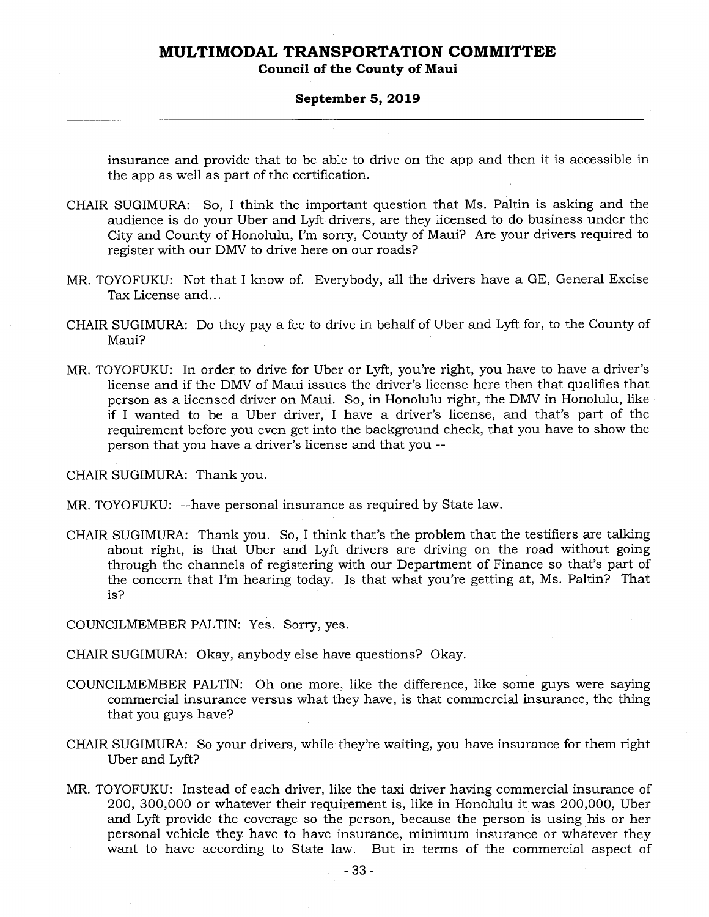insurance and provide that to be able to drive on the app and then it is accessible in the app as well as part of the certification.

CHAIR SUGIMURA: So, I think the important question that Ms. Paltin is asking and the audience is do your Uber and Lyft drivers, are they licensed to do business under the City and County of Honolulu, I'm sorry, County of Maui? Are your drivers required to register with our DMV to drive here on our roads?

MR. TOYOFUKU: Not that I know of. Everybody, all the drivers have a GE, General Excise Tax License and...

CHAIR SUGIMURA: Do they pay a fee to drive in behalf of Uber and Lyft for, to the County of Maui?

MR. TOYOFUKU: In order to drive for Uber or Lyft, you're right, you have to have a driver's license and if the DMV of Maui issues the driver's license here then that qualifies that person as a licensed driver on Maui. So, in Honolulu right, the DMV in Honolulu, like if I wanted to be a Uber driver, I have a driver's license, and that's part of the requirement before you even get into the background check, that you have to show the person that you have a driver's license and that you --

CHAIR SUGIMURA: Thank you.

MR. TOYOFUKU: --have personal insurance as required by State law.

CHAIR SUGIMURA: Thank you. So, I think that's the problem that the testifiers are talking about right, is that Uber and Lyft drivers are driving on the road without going through the channels of registering with our Department of Finance so that's part of the concern that I'm hearing today. Is that what you're getting at, Ms. Paltin? That is?

COUNCILMEMBER PALTIN: Yes. Sorry, yes.

CHAIR SUGIMURA: Okay, anybody else have questions? Okay.

COUNCILMEMBER PALTIN: Oh one more, like the difference, like some guys were saying commercial insurance versus what they have, is that commercial insurance, the thing that you guys have?

CHAIR SUGIMURA: So your drivers, while they're waiting, you have insurance for them right Uber and Lyft?

MR. TOYOFUKU: Instead of each driver, like the taxi driver having commercial insurance of 200, 300,000 or whatever their requirement is, like in Honolulu it was 200,000, Uber and Lyft provide the coverage so the person, because the person is using his or her personal vehicle they have to have insurance, minimum insurance or whatever they want to have according to State law. But in terms of the commercial aspect of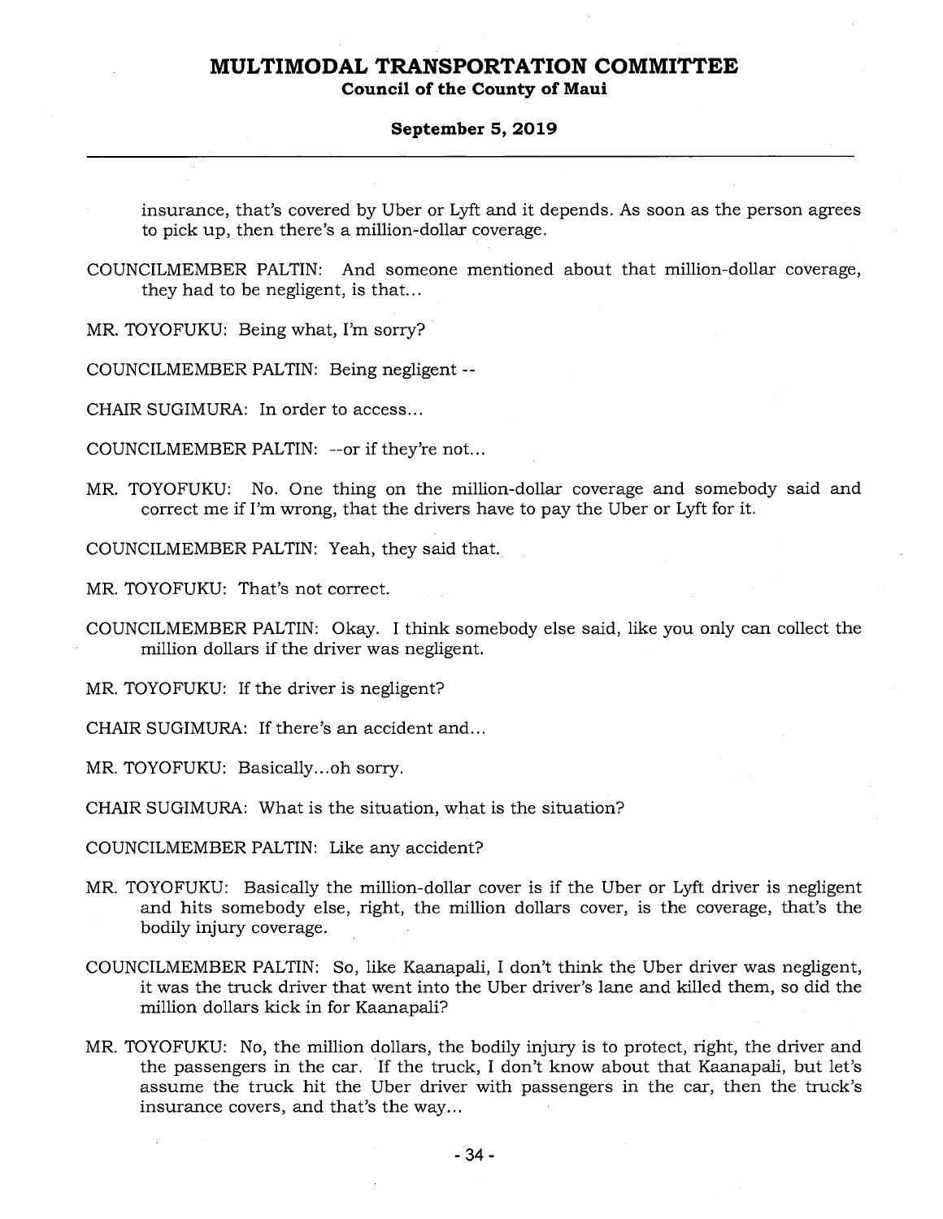insurance, that's covered by Uber or Lyft and it depends. As soon as the person agrees to pick up, then there's a million-dollar coverage.

COUNCILMEMBER PALTIN: And someone mentioned about that million-dollar coverage, they had to be negligent, is that...

MR. TOYOFUKU: Being what, I'm sorry?

COUNCILMEMBER PALTIN: Being negligent --

CHAIR SUGIMURA: In order to access...

COUNCILMEMBER PALTIN: --or if they're not...

MR. TOYOFUKU: No. One thing on the million-dollar coverage and somebody said and correct me if I'm wrong, that the drivers have to pay the Uber or Lyft for it.

COUNCILMEMBER PALTIN: Yeah, they said that.

MR. TOYOFUKU: That's not correct.

COUNCILMEMBER PALTIN: Okay. I think somebody else said, like you only can collect the million dollars if the driver was negligent.

MR. TOYOFUKU: If the driver is negligent?

CHAIR SUGIMURA: If there's an accident and...

MR. TOYOFUKU: Basically...oh sorry.

CHAIR SUGIMURA: What is the situation, what is the situation?

COUNCILMEMBER PALTIN: Like any accident?

MR. TOYOFUKU: Basically the million-dollar cover is if the Uber or Lyft driver is negligent and hits somebody else, right, the million dollars cover, is the coverage, that's the bodily injury coverage.

COUNCILMEMBER PALTIN: So, like Kaanapali, I don't think the Uber driver was negligent, it was the truck driver that went into the Uber driver's lane and killed them, so did the million dollars kick in for Kaanapali?

MR. TOYOFUKU: No, the million dollars, the bodily injury is to protect, right, the driver and the passengers in the car. If the truck, I don't know about that Kaanapali, but let's assume the truck hit the Uber driver with passengers in the car, then the truck's insurance covers, and that's the way...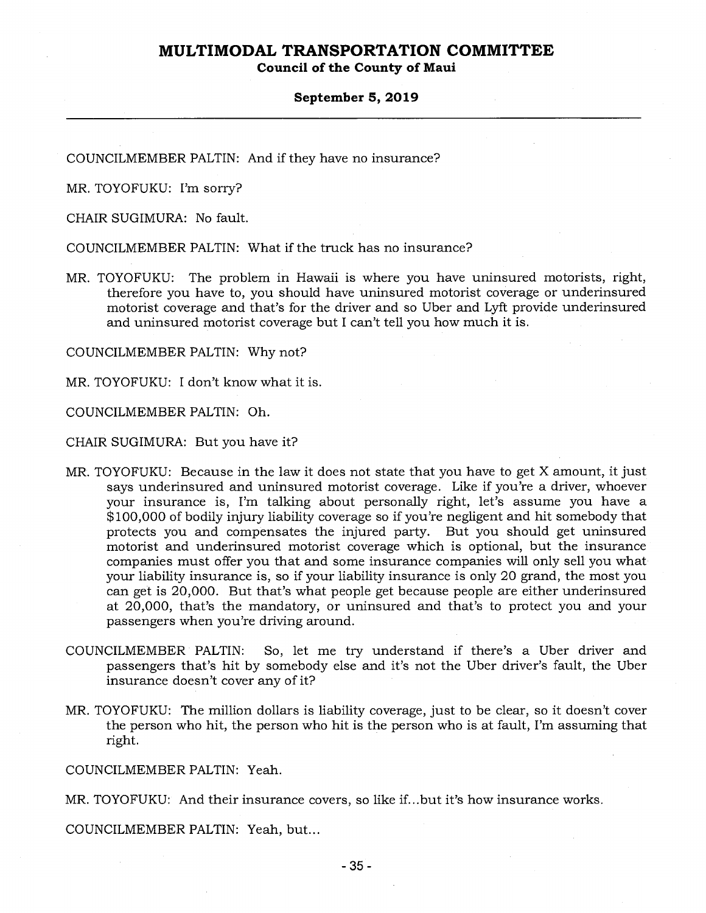COUNCILMEMBER PALTIN: And if they have no insurance?

MR. TOYOFUKU: I'm sorry?

CHAIR SUGIMURA: No fault.

COUNCILMEMBER PALTIN: What if the truck has no insurance?

MR. TOYOFUKU: The problem in Hawaii is where you have uninsured motorists, right, therefore you have to, you should have uninsured motorist coverage or underinsured motorist coverage and that's for the driver and so Uber and Lyft provide underinsured and uninsured motorist coverage but I can't tell you how much it is.

COUNCILMEMBER PALTIN: Why not?

MR. TOYOFUKU: I don't know what it is.

COUNCILMEMBER PALTIN: Oh.

CHAIR SUGIMURA: But you have it?

MR. TOYOFUKU: Because in the law it does not state that you have to get X amount, it just says underinsured and uninsured motorist coverage. Like if you're a driver, whoever your insurance is, I'm talking about personally right, let's assume you have a $100,000 of bodily injury liability coverage so if you're negligent and hit somebody that protects you and compensates the injured party. But you should get uninsured motorist and underinsured motorist coverage which is optional, but the insurance companies must offer you that and some insurance companies will only sell you what your liability insurance is, so if your liability insurance is only 20 grand, the most you can get is 20,000. But that's what people get because people are either underinsured at 20,000, that's the mandatory, or uninsured and that's to protect you and your passengers when you're driving around.

COUNCILMEMBER PALTIN: So, let me try understand if there's a Uber driver and passengers that's hit by somebody else and it's not the Uber driver's fault, the Uber insurance doesn't cover any of it?

MR. TOYOFUKU: The million dollars is liability coverage, just to be clear, so it doesn't cover the person who hit, the person who hit is the person who is at fault, I'm assuming that right.

COUNCILMEMBER PALTIN: Yeah.

MR. TOYOFUKU: And their insurance covers, so like if...but it's how insurance works.

COUNCILMEMBER PALTIN: Yeah, but...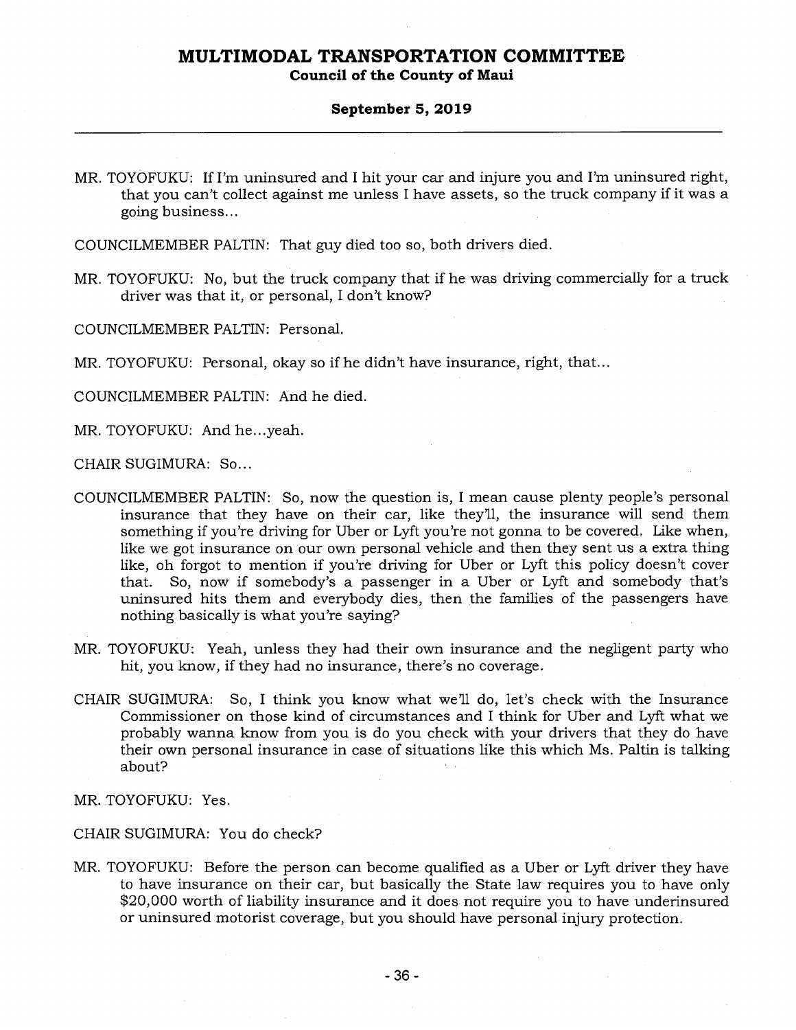MR. TOYOFUKU: If I'm uninsured and I hit your car and injure you and I'm uninsured right, that you can't collect against me unless I have assets, so the truck company if it was a going business...

COUNCILMEMBER PALTIN: That guy died too so, both drivers died.

MR. TOYOFUKU: No, but the truck company that if he was driving commercially for a truck driver was that it, or personal, I don't know?

COUNCILMEMBER PALTIN: Personal.

MR. TOYOFUKU: Personal, okay so if he didn't have insurance, right, that...

COUNCILMEMBER PALTIN: And he died.

MR. TOYOFUKU: And he...yeah.

CHAIR SUGIMURA: So...

COUNCILMEMBER PALTIN: So, now the question is, I mean cause plenty people's personal insurance that they have on their car, like they'll, the insurance will send them something if you're driving for Uber or Lyft you're not gonna to be covered. Like when, like we got insurance on our own personal vehicle and then they sent us a extra thing like, oh forgot to mention if you're driving for Uber or Lyft this policy doesn't cover that. So, now if somebody's a passenger in a Uber or Lyft and somebody that's uninsured hits them and everybody dies, then the families of the passengers have nothing basically is what you're saying?

MR. TOYOFUKU: Yeah, unless they had their own insurance and the negligent party who hit, you know, if they had no insurance, there's no coverage.

CHAIR SUGIMURA: So, I think you know what we'll do, let's check with the Insurance Commissioner on those kind of circumstances and I think for Uber and Lyft what we probably wanna know from you is do you check with your drivers that they do have their own personal insurance in case of situations like this which Ms. Paltin is talking about?

MR. TOYOFUKU: Yes.

CHAIR SUGIMURA: You do check?

MR. TOYOFUKU: Before the person can become qualified as a Uber or Lyft driver they have to have insurance on their car, but basically the State law requires you to have only $20,000 worth of liability insurance and it does not require you to have underinsured or uninsured motorist coverage, but you should have personal injury protection.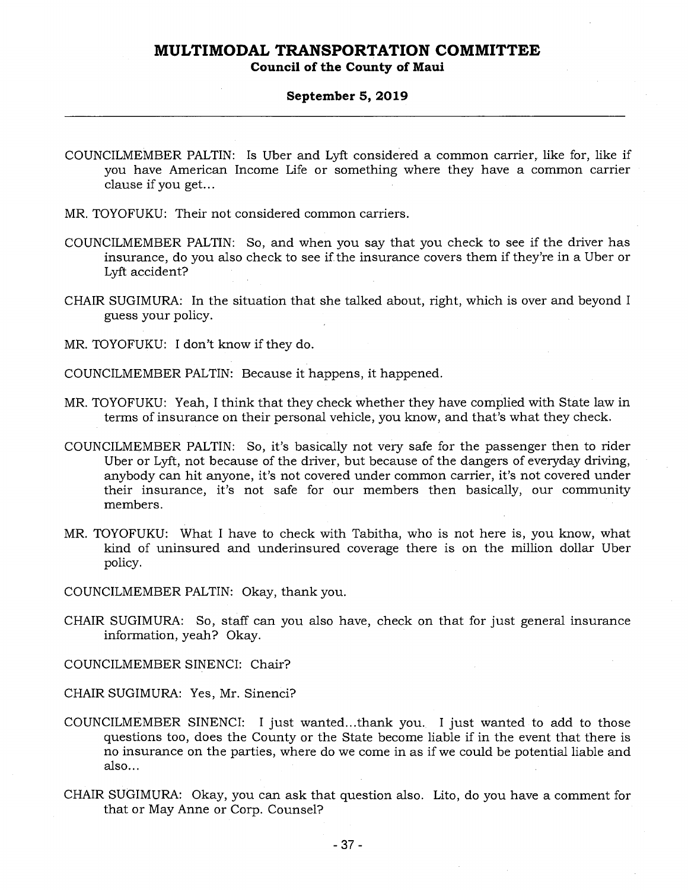COUNCILMEMBER PALTIN: Is Uber and Lyft considered a common carrier, like for, like if you have American Income Life or something where they have a common carrier clause if you get...

MR. TOYOFUKU: Their not considered common carriers.

COUNCILMEMBER PALTIN: So, and when you say that you check to see if the driver has insurance, do you also check to see if the insurance covers them if they're in a Uber or Lyft accident?

CHAIR SUGIMURA: In the situation that she talked about, right, which is over and beyond I guess your policy.

MR. TOYOFUKU: I don't know if they do.

COUNCILMEMBER PALTIN: Because it happens, it happened.

MR. TOYOFUKU: Yeah, I think that they check whether they have complied with State law in terms of insurance on their personal vehicle, you know, and that's what they check.

COUNCILMEMBER PALTIN: So, it's basically not very safe for the passenger then to rider Uber or Lyft, not because of the driver, but because of the dangers of everyday driving, anybody can hit anyone, it's not covered under common carrier, it's not covered under their insurance, it's not safe for our members then basically, our community members.

MR. TOYOFUKU: What I have to check with Tabitha, who is not here is, you know, what kind of uninsured and underinsured coverage there is on the million dollar Uber policy.

COUNCILMEMBER PALTIN: Okay, thank you.

CHAIR SUGIMURA: So, staff can you also have, check on that for just general insurance information, yeah? Okay.

COUNCILMEMBER SINENCI: Chair?

CHAIR SUGIMURA: Yes, Mr. Sinenci?

COUNCILMEMBER SINENCI: I just wanted...thank you. I just wanted to add to those questions too, does the County or the State become liable if in the event that there is no insurance on the parties, where do we come in as if we could be potential liable and also...

CHAIR SUGIMURA: Okay, you can ask that question also. Lito, do you have a comment for that or May Anne or Corp. Counsel?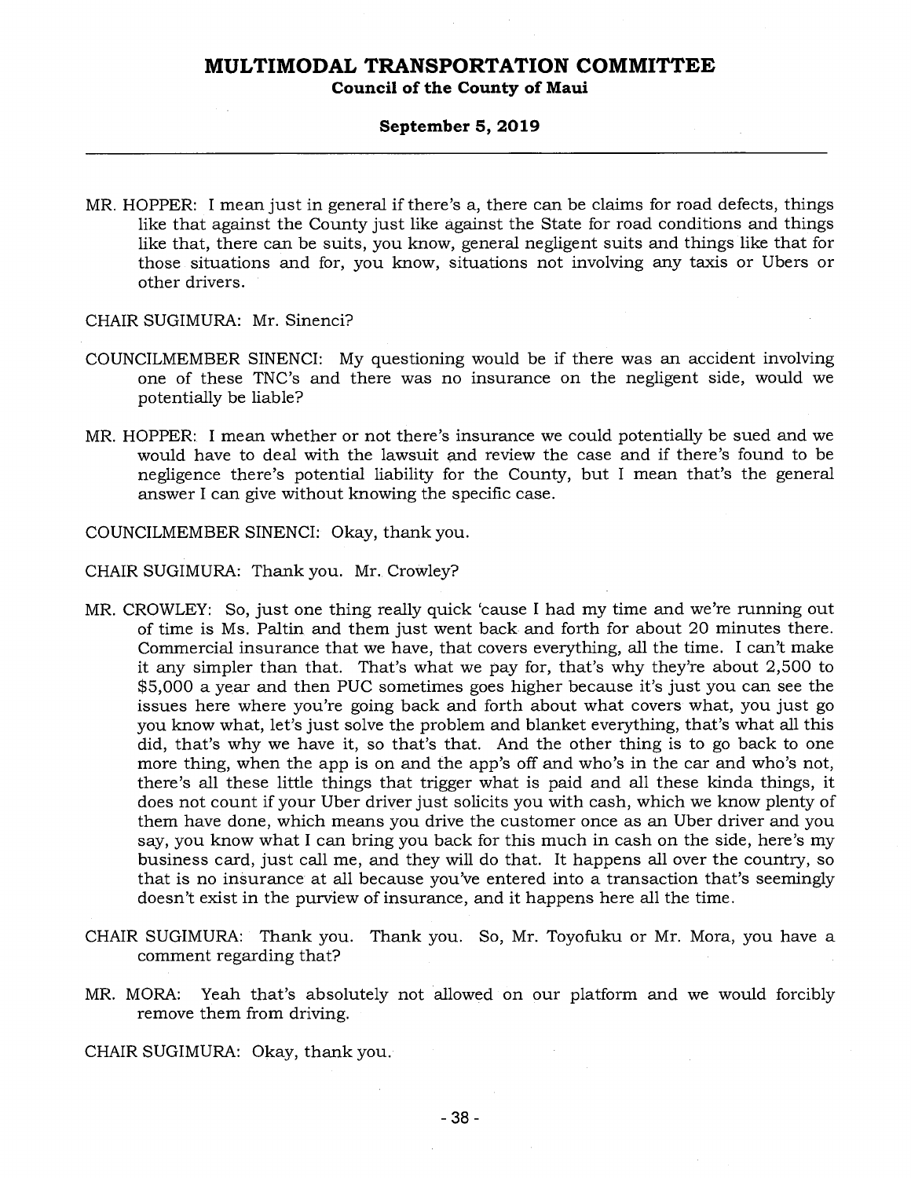MR. HOPPER: I mean just in general if there's a, there can be claims for road defects, things like that against the County just like against the State for road conditions and things like that, there can be suits, you know, general negligent suits and things like that for those situations and for, you know, situations not involving any taxis or Ubers or other drivers.

CHAIR SUGIMURA: Mr. Sinenci?

COUNCILMEMBER SINENCI: My questioning would be if there was an accident involving one of these TNC's and there was no insurance on the negligent side, would we potentially be liable?

MR. HOPPER: I mean whether or not there's insurance we could potentially be sued and we would have to deal with the lawsuit and review the case and if there's found to be negligence there's potential liability for the County, but I mean that's the general answer I can give without knowing the specific case.

COUNCILMEMBER SINENCI: Okay, thank you.

CHAIR SUGIMURA: Thank you. Mr. Crowley?

MR. CROWLEY: So, just one thing really quick 'cause I had my time and we're running out of time is Ms. Paltin and them just went back and forth for about 20 minutes there. Commercial insurance that we have, that covers everything, all the time. I can't make it any simpler than that. That's what we pay for, that's why they're about 2,500 to $5,000 a year and then PUC sometimes goes higher because it's just you can see the issues here where you're going back and forth about what covers what, you just go you know what, let's just solve the problem and blanket everything, that's what all this did, that's why we have it, so that's that. And the other thing is to go back to one more thing, when the app is on and the app's off and who's in the car and who's not, there's all these little things that trigger what is paid and all these kinda things, it does not count if your Uber driver just solicits you with cash, which we know plenty of them have done, which means you drive the customer once as an Uber driver and you say, you know what I can bring you back for this much in cash on the side, here's my business card, just call me, and they will do that. It happens all over the country, so that is no insurance at all because you've entered into a transaction that's seemingly doesn't exist in the purview of insurance, and it happens here all the time.

CHAIR SUGIMURA: Thank you. Thank you. So, Mr. Toyofuku or Mr. Mora, you have a comment regarding that?

MR. MORA: Yeah that's absolutely not allowed on our platform and we would forcibly remove them from driving.

CHAIR SUGIMURA: Okay, thank you.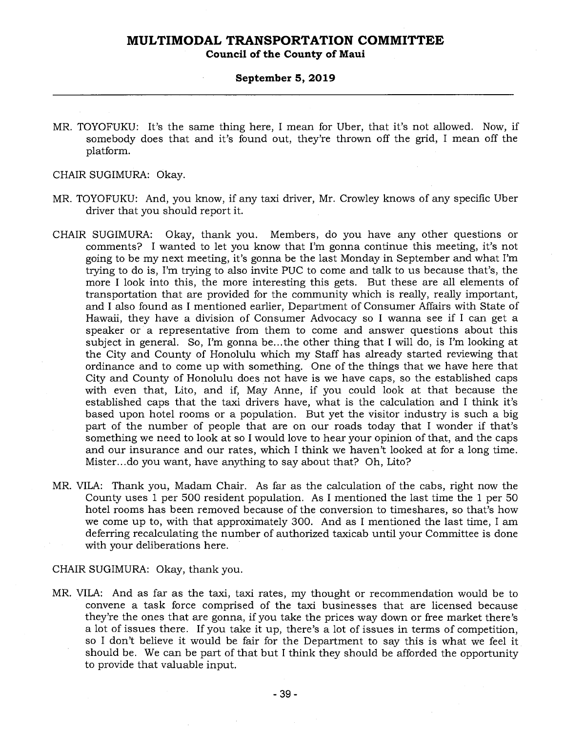MR. TOYOFUKU: It's the same thing here, I mean for Uber, that it's not allowed. Now, if somebody does that and it's found out, they're thrown off the grid, I mean off the platform.

CHAIR SUGIMURA: Okay.

MR. TOYOFUKU: And, you know, if any taxi driver, Mr. Crowley knows of any specific Uber driver that you should report it.

CHAIR SUGIMURA: Okay, thank you. Members, do you have any other questions or comments? I wanted to let you know that I'm gonna continue this meeting, it's not going to be my next meeting, it's gonna be the last Monday in September and what I'm trying to do is, I'm trying to also invite PUC to come and talk to us because that's, the more I look into this, the more interesting this gets. But these are all elements of transportation that are provided for the community which is really, really important, and I also found as I mentioned earlier, Department of Consumer Affairs with State of Hawaii, they have a division of Consumer Advocacy so I wanna see if I can get a speaker or a representative from them to come and answer questions about this subject in general. So, I'm gonna be...the other thing that I will do, is I'm looking at the City and County of Honolulu which my Staff has already started reviewing that ordinance and to come up with something. One of the things that we have here that City and County of Honolulu does not have is we have caps, so the established caps with even that, Lito, and if, May Anne, if you could look at that because the established caps that the taxi drivers have, what is the calculation and I think it's based upon hotel rooms or a population. But yet the visitor industry is such a big part of the number of people that are on our roads today that I wonder if that's something we need to look at so I would love to hear your opinion of that, and the caps and our insurance and our rates, which I think we haven't looked at for a long time. Mister...do you want, have anything to say about that? Oh, Lito?

MR. VILA: Thank you, Madam Chair. As far as the calculation of the cabs, right now the County uses 1 per 500 resident population. As I mentioned the last time the 1 per 50 hotel rooms has been removed because of the conversion to timeshares, so that's how we come up to, with that approximately 300. And as I mentioned the last time, I am deferring recalculating the number of authorized taxicab until your Committee is done with your deliberations here.

CHAIR SUGIMURA: Okay, thank you.

MR. VILA: And as far as the taxi, taxi rates, my thought or recommendation would be to convene a task force comprised of the taxi businesses that are licensed because they're the ones that are gonna, if you take the prices way down or free market there's a lot of issues there. If you take it up, there's a lot of issues in terms of competition, so I don't believe it would be fair for the Department to say this is what we feel it should be. We can be part of that but I think they should be afforded the opportunity to provide that valuable input.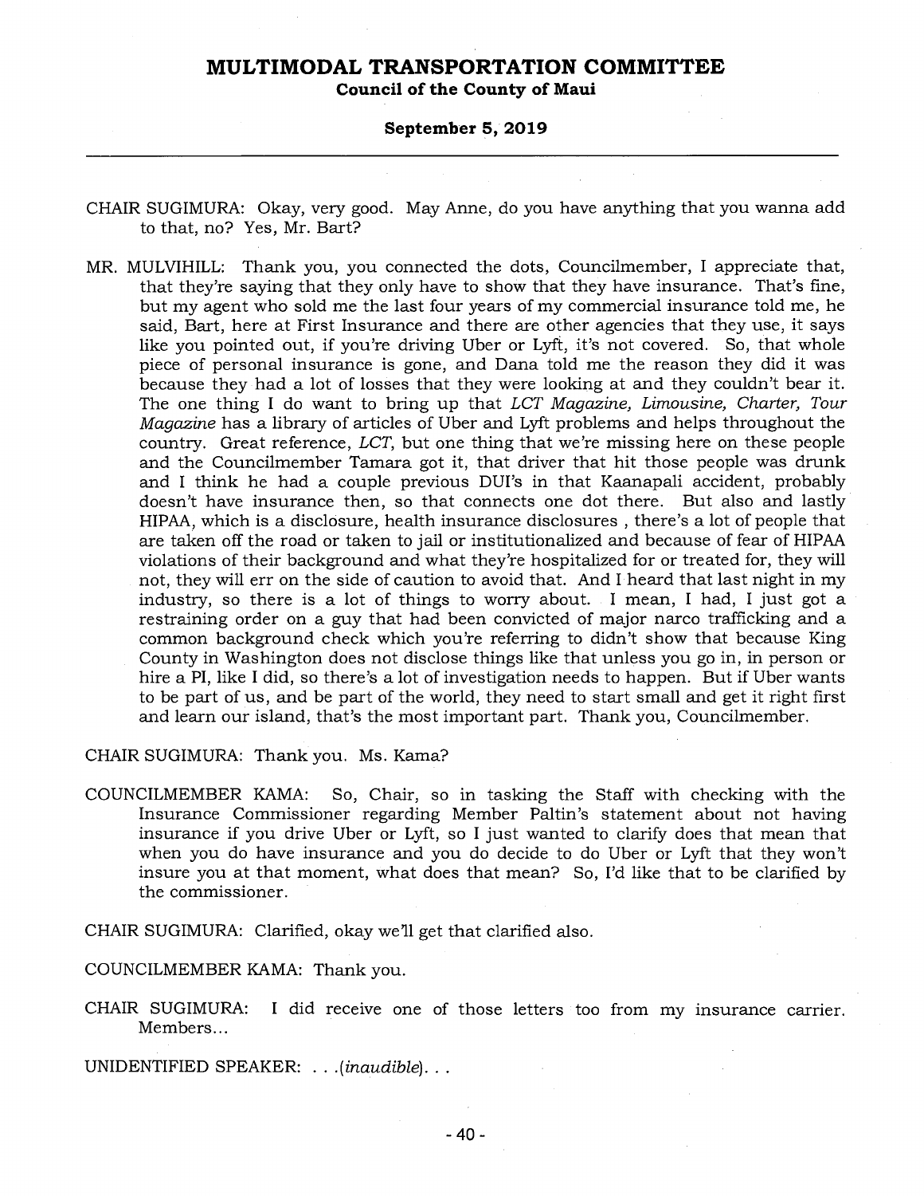CHAIR SUGIMURA: Okay, very good. May Anne, do you have anything that you wanna add to that, no? Yes, Mr. Bart?

MR. MULVIHILL: Thank you, you connected the dots, Councilmember, I appreciate that, that they're saying that they only have to show that they have insurance. That's fine, but my agent who sold me the last four years of my commercial insurance told me, he said, Bart, here at First Insurance and there are other agencies that they use, it says like you pointed out, if you're driving Uber or Lyft, it's not covered. So, that whole piece of personal insurance is gone, and Dana told me the reason they did it was because they had a lot of losses that they were looking at and they couldn't bear it. The one thing I do want to bring up that *LCT Magazine, Limousine, Charter, Tour Magazine* has a library of articles of Uber and Lyft problems and helps throughout the country. Great reference, *LCT*, but one thing that we're missing here on these people and the Councilmember Tamara got it, that driver that hit those people was drunk and I think he had a couple previous DUI's in that Kaanapali accident, probably doesn't have insurance then, so that connects one dot there. But also and lastly HIPAA, which is a disclosure, health insurance disclosures , there's a lot of people that are taken off the road or taken to jail or institutionalized and because of fear of HIPAA violations of their background and what they're hospitalized for or treated for, they will not, they will err on the side of caution to avoid that. And I heard that last night in my industry, so there is a lot of things to worry about. I mean, I had, I just got a restraining order on a guy that had been convicted of major narco trafficking and a common background check which you're referring to didn't show that because King County in Washington does not disclose things like that unless you go in, in person or hire a PI, like I did, so there's a lot of investigation needs to happen. But if Uber wants to be part of us, and be part of the world, they need to start small and get it right first and learn our island, that's the most important part. Thank you, Councilmember.

CHAIR SUGIMURA: Thank you. Ms. Kama?

COUNCILMEMBER KAMA: So, Chair, so in tasking the Staff with checking with the Insurance Commissioner regarding Member Paltin's statement about not having insurance if you drive Uber or Lyft, so I just wanted to clarify does that mean that when you do have insurance and you do decide to do Uber or Lyft that they won't insure you at that moment, what does that mean? So, I'd like that to be clarified by the commissioner.

CHAIR SUGIMURA: Clarified, okay we'll get that clarified also.

COUNCILMEMBER KAMA: Thank you.

CHAIR SUGIMURA: I did receive one of those letters too from my insurance carrier. Members...

UNIDENTIFIED SPEAKER: . . .*(inaudible)*. . .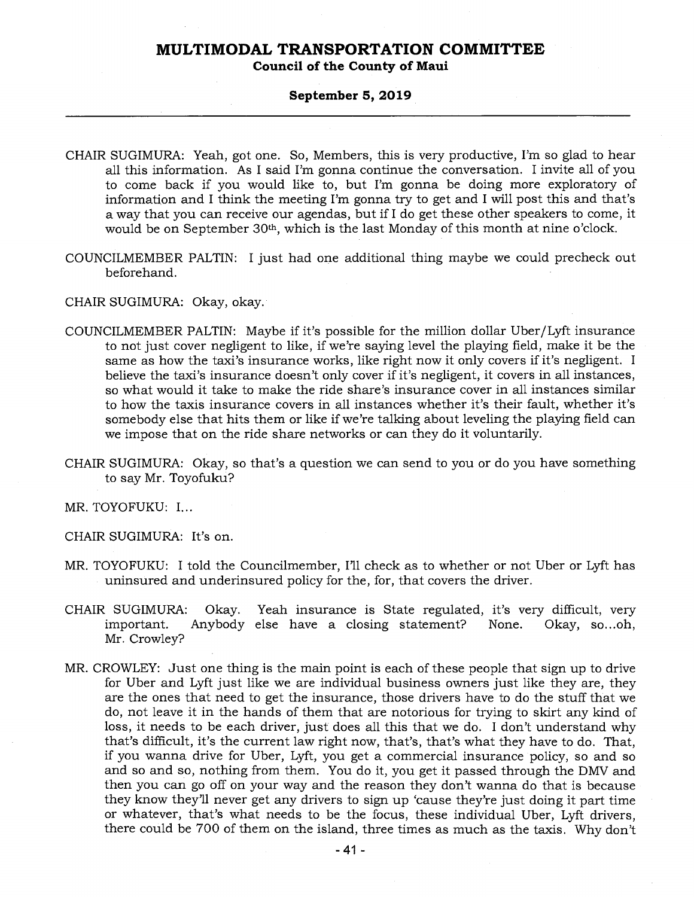CHAIR SUGIMURA: Yeah, got one. So, Members, this is very productive, I'm so glad to hear all this information. As I said I'm gonna continue the conversation. I invite all of you to come back if you would like to, but I'm gonna be doing more exploratory of information and I think the meeting I'm gonna try to get and I will post this and that's a way that you can receive our agendas, but if I do get these other speakers to come, it would be on September 30th, which is the last Monday of this month at nine o'clock.

COUNCILMEMBER PALTIN: I just had one additional thing maybe we could precheck out beforehand.

CHAIR SUGIMURA: Okay, okay.

COUNCILMEMBER PALTIN: Maybe if it's possible for the million dollar Uber/Lyft insurance to not just cover negligent to like, if we're saying level the playing field, make it be the same as how the taxi's insurance works, like right now it only covers if it's negligent. I believe the taxi's insurance doesn't only cover if it's negligent, it covers in all instances, so what would it take to make the ride share's insurance cover in all instances similar to how the taxis insurance covers in all instances whether it's their fault, whether it's somebody else that hits them or like if we're talking about leveling the playing field can we impose that on the ride share networks or can they do it voluntarily.

CHAIR SUGIMURA: Okay, so that's a question we can send to you or do you have something to say Mr. Toyofuku?

MR. TOYOFUKU: I...

CHAIR SUGIMURA: It's on.

MR. TOYOFUKU: I told the Councilmember, I'll check as to whether or not Uber or Lyft has uninsured and underinsured policy for the, for, that covers the driver.

CHAIR SUGIMURA: Okay. Yeah insurance is State regulated, it's very difficult, very important. Anybody else have a closing statement? None. Okay, so...oh, Mr. Crowley?

MR. CROWLEY: Just one thing is the main point is each of these people that sign up to drive for Uber and Lyft just like we are individual business owners just like they are, they are the ones that need to get the insurance, those drivers have to do the stuff that we do, not leave it in the hands of them that are notorious for trying to skirt any kind of loss, it needs to be each driver, just does all this that we do. I don't understand why that's difficult, it's the current law right now, that's, that's what they have to do. That, if you wanna drive for Uber, Lyft, you get a commercial insurance policy, so and so and so and so, nothing from them. You do it, you get it passed through the DMV and then you can go off on your way and the reason they don't wanna do that is because they know they'll never get any drivers to sign up 'cause they're just doing it part time or whatever, that's what needs to be the focus, these individual Uber, Lyft drivers, there could be 700 of them on the island, three times as much as the taxis. Why don't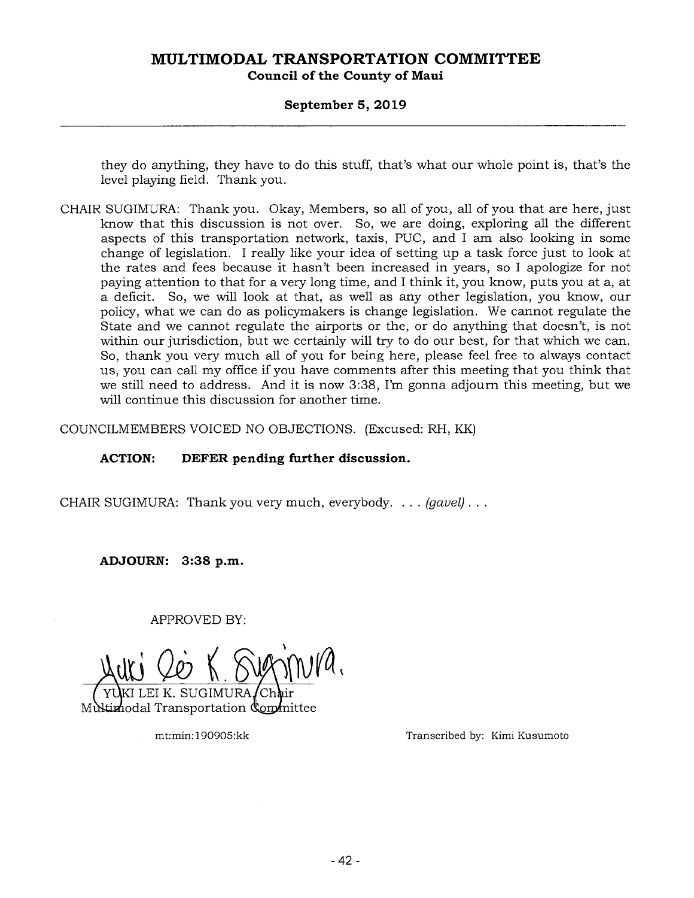they do anything, they have to do this stuff, that's what our whole point is, that's the level playing field. Thank you.

CHAIR SUGIMURA: Thank you. Okay, Members, so all of you, all of you that are here, just know that this discussion is not over. So, we are doing, exploring all the different aspects of this transportation network, taxis, PUC, and I am also looking in some change of legislation. I really like your idea of setting up a task force just to look at the rates and fees because it hasn't been increased in years, so I apologize for not paying attention to that for a very long time, and I think it, you know, puts you at a, at a deficit. So, we will look at that, as well as any other legislation, you know, our policy, what we can do as policymakers is change legislation. We cannot regulate the State and we cannot regulate the airports or the, or do anything that doesn't, is not within our jurisdiction, but we certainly will try to do our best, for that which we can. So, thank you very much all of you for being here, please feel free to always contact us, you can call my office if you have comments after this meeting that you think that we still need to address. And it is now 3:38, I'm gonna adjourn this meeting, but we will continue this discussion for another time.

COUNCILMEMBERS VOICED NO OBJECTIONS. (Excused: RH, KK)

**ACTION: DEFER pending further discussion.**

CHAIR SUGIMURA: Thank you very much, everybody. . . . *(gavel)* . . .

**ADJOURN: 3:38 p.m.**

APPROVED BY:

YUKI LEI K. SUGIMURA, Chair
Multimodal Transportation Committee

mt:min:190905:kk

Transcribed by: Kimi Kusumoto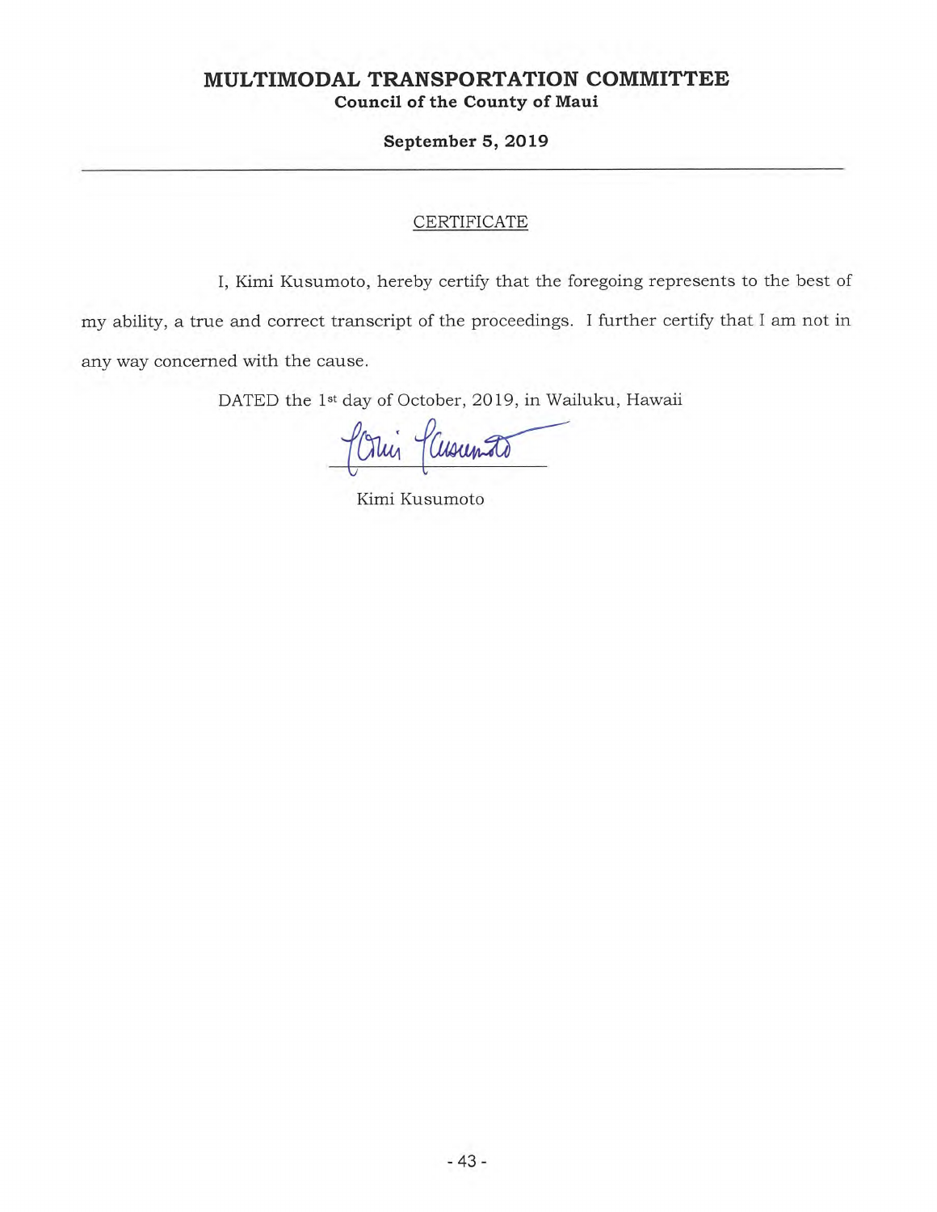# MULTIMODAL TRANSPORTATION COMMITTEE

**Council of the County of Maui**

**September 5, 2019**

---

CERTIFICATE

I, Kimi Kusumoto, hereby certify that the foregoing represents to the best of my ability, a true and correct transcript of the proceedings. I further certify that I am not in any way concerned with the cause.

DATED the 1st day of October, 2019, in Wailuku, Hawaii

Kimi Kusumoto